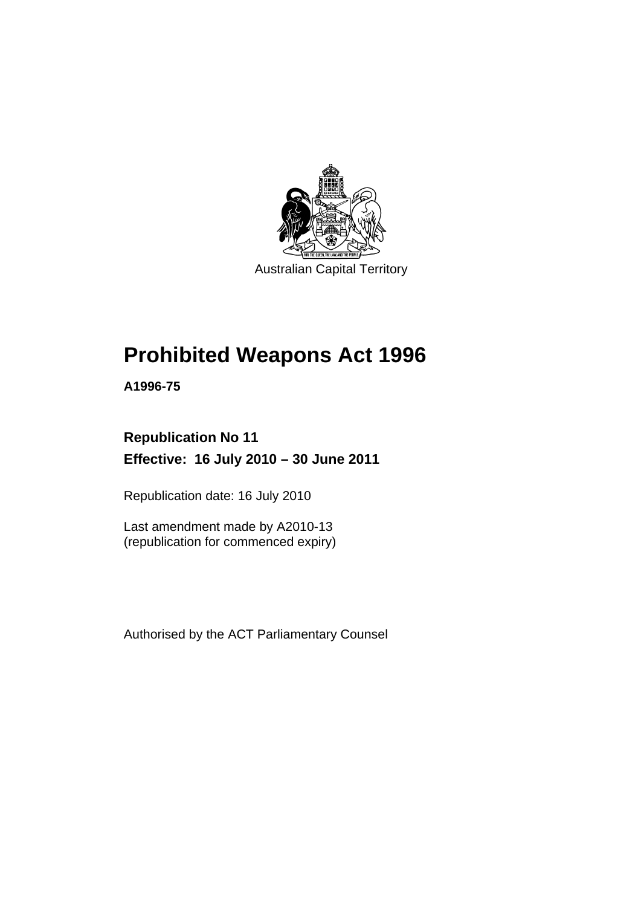Australian Capital Territory

# Prohibited Weapons Act 1996

**A1996-75**

**Republication No 11**

**Effective: 16 July 2010 – 30 June 2011**

Republication date: 16 July 2010

Last amendment made by A2010-13
(republication for commenced expiry)

Authorised by the ACT Parliamentary Counsel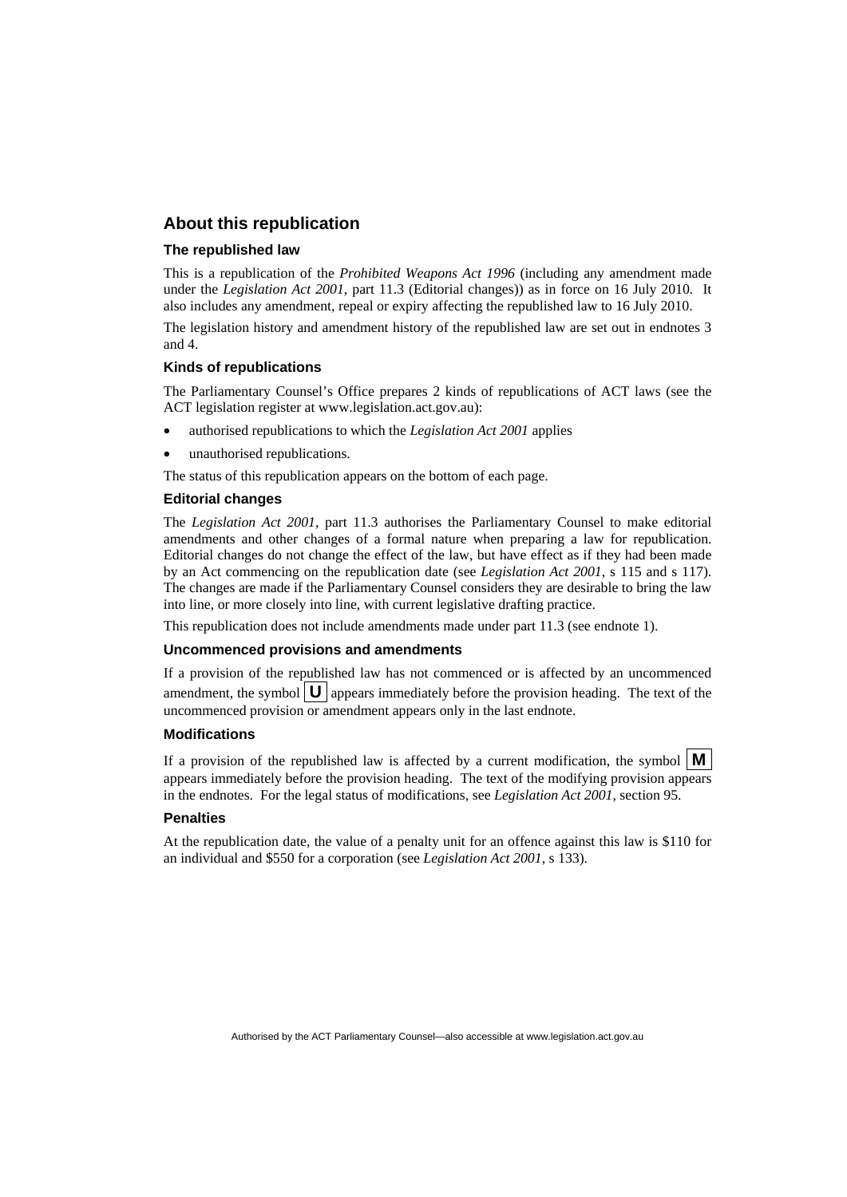## About this republication

### The republished law

This is a republication of the *Prohibited Weapons Act 1996* (including any amendment made under the *Legislation Act 2001*, part 11.3 (Editorial changes)) as in force on 16 July 2010. It also includes any amendment, repeal or expiry affecting the republished law to 16 July 2010.

The legislation history and amendment history of the republished law are set out in endnotes 3 and 4.

### Kinds of republications

The Parliamentary Counsel's Office prepares 2 kinds of republications of ACT laws (see the ACT legislation register at www.legislation.act.gov.au):

- authorised republications to which the *Legislation Act 2001* applies
- unauthorised republications.

The status of this republication appears on the bottom of each page.

### Editorial changes

The *Legislation Act 2001*, part 11.3 authorises the Parliamentary Counsel to make editorial amendments and other changes of a formal nature when preparing a law for republication. Editorial changes do not change the effect of the law, but have effect as if they had been made by an Act commencing on the republication date (see *Legislation Act 2001*, s 115 and s 117). The changes are made if the Parliamentary Counsel considers they are desirable to bring the law into line, or more closely into line, with current legislative drafting practice.

This republication does not include amendments made under part 11.3 (see endnote 1).

### Uncommenced provisions and amendments

If a provision of the republished law has not commenced or is affected by an uncommenced amendment, the symbol **U** appears immediately before the provision heading. The text of the uncommenced provision or amendment appears only in the last endnote.

### Modifications

If a provision of the republished law is affected by a current modification, the symbol **M** appears immediately before the provision heading. The text of the modifying provision appears in the endnotes. For the legal status of modifications, see *Legislation Act 2001*, section 95.

### Penalties

At the republication date, the value of a penalty unit for an offence against this law is $110 for an individual and $550 for a corporation (see *Legislation Act 2001*, s 133).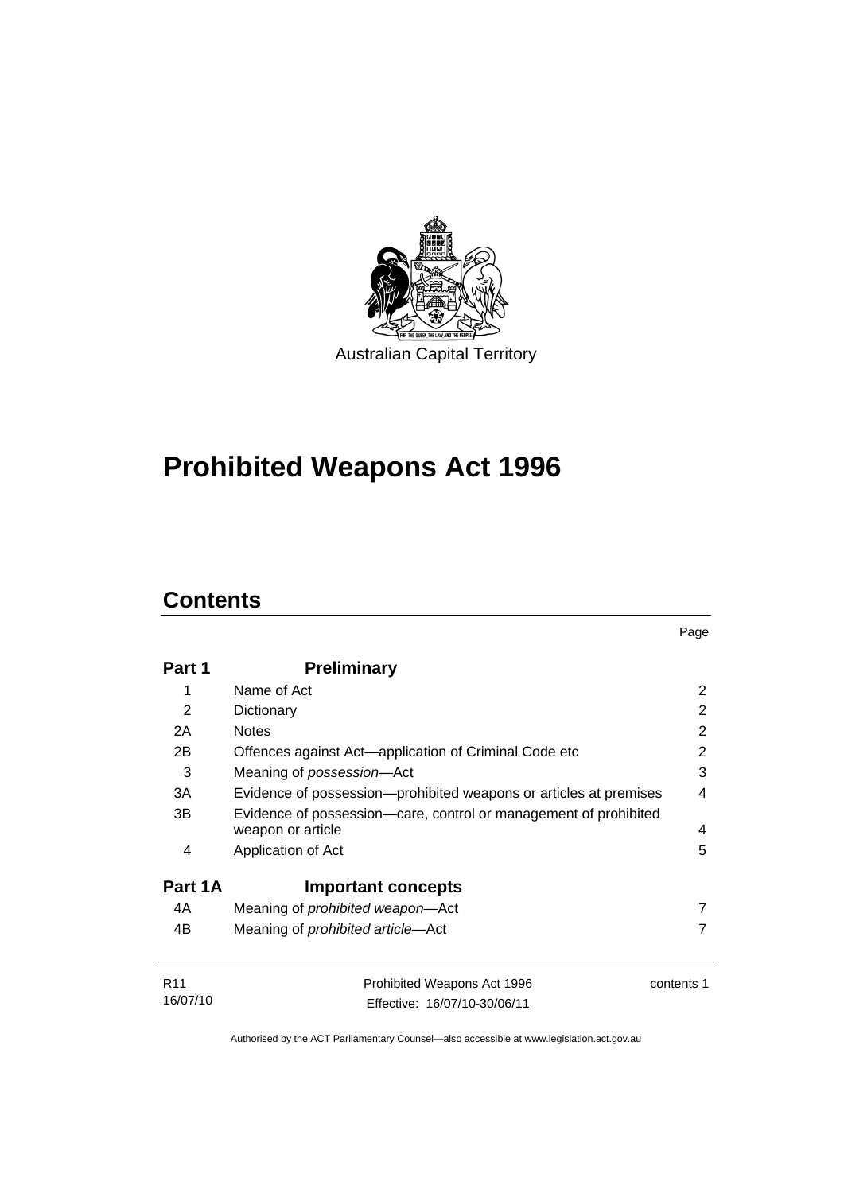Australian Capital Territory

# Prohibited Weapons Act 1996

## Contents

| | | Page |
|---|---|---|
| **Part 1** | **Preliminary** | |
| 1 | Name of Act | 2 |
| 2 | Dictionary | 2 |
| 2A | Notes | 2 |
| 2B | Offences against Act—application of Criminal Code etc | 2 |
| 3 | Meaning of *possession*—Act | 3 |
| 3A | Evidence of possession—prohibited weapons or articles at premises | 4 |
| 3B | Evidence of possession—care, control or management of prohibited weapon or article | 4 |
| 4 | Application of Act | 5 |
| **Part 1A** | **Important concepts** | |
| 4A | Meaning of *prohibited weapon*—Act | 7 |
| 4B | Meaning of *prohibited article*—Act | 7 |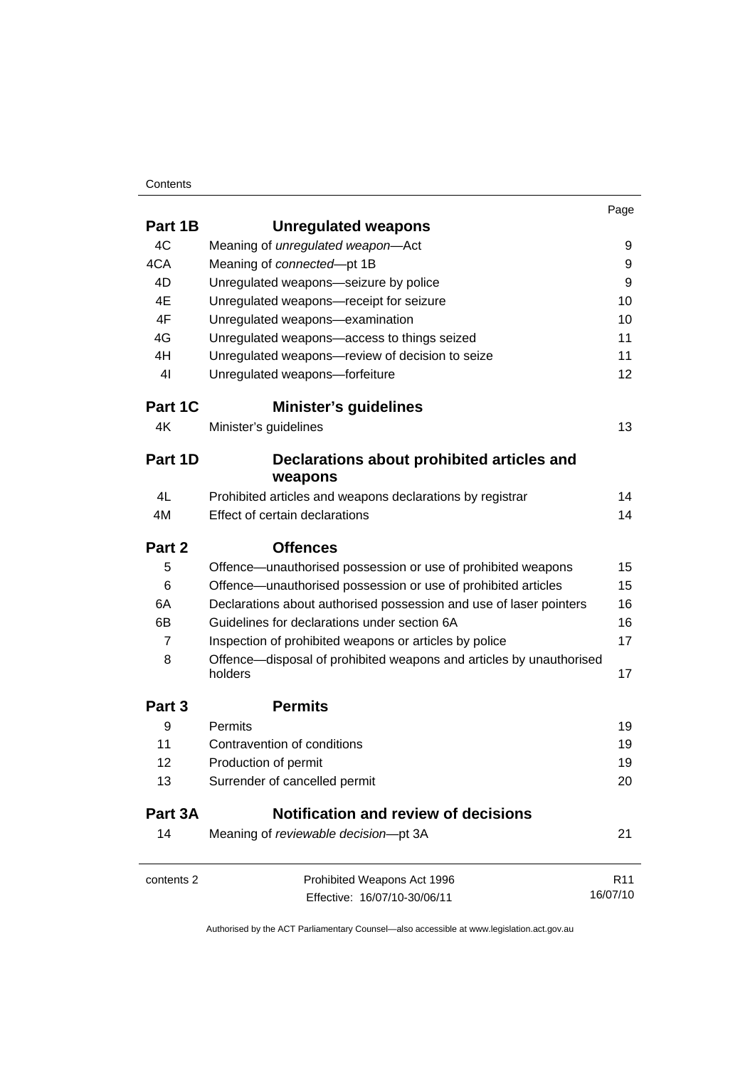| | | Page |
|---|---|---|
| **Part 1B** | **Unregulated weapons** | |
| 4C | Meaning of *unregulated weapon*—Act | 9 |
| 4CA | Meaning of *connected*—pt 1B | 9 |
| 4D | Unregulated weapons—seizure by police | 9 |
| 4E | Unregulated weapons—receipt for seizure | 10 |
| 4F | Unregulated weapons—examination | 10 |
| 4G | Unregulated weapons—access to things seized | 11 |
| 4H | Unregulated weapons—review of decision to seize | 11 |
| 4I | Unregulated weapons—forfeiture | 12 |
| **Part 1C** | **Minister's guidelines** | |
| 4K | Minister's guidelines | 13 |
| **Part 1D** | **Declarations about prohibited articles and weapons** | |
| 4L | Prohibited articles and weapons declarations by registrar | 14 |
| 4M | Effect of certain declarations | 14 |
| **Part 2** | **Offences** | |
| 5 | Offence—unauthorised possession or use of prohibited weapons | 15 |
| 6 | Offence—unauthorised possession or use of prohibited articles | 15 |
| 6A | Declarations about authorised possession and use of laser pointers | 16 |
| 6B | Guidelines for declarations under section 6A | 16 |
| 7 | Inspection of prohibited weapons or articles by police | 17 |
| 8 | Offence—disposal of prohibited weapons and articles by unauthorised holders | 17 |
| **Part 3** | **Permits** | |
| 9 | Permits | 19 |
| 11 | Contravention of conditions | 19 |
| 12 | Production of permit | 19 |
| 13 | Surrender of cancelled permit | 20 |
| **Part 3A** | **Notification and review of decisions** | |
| 14 | Meaning of *reviewable decision*—pt 3A | 21 |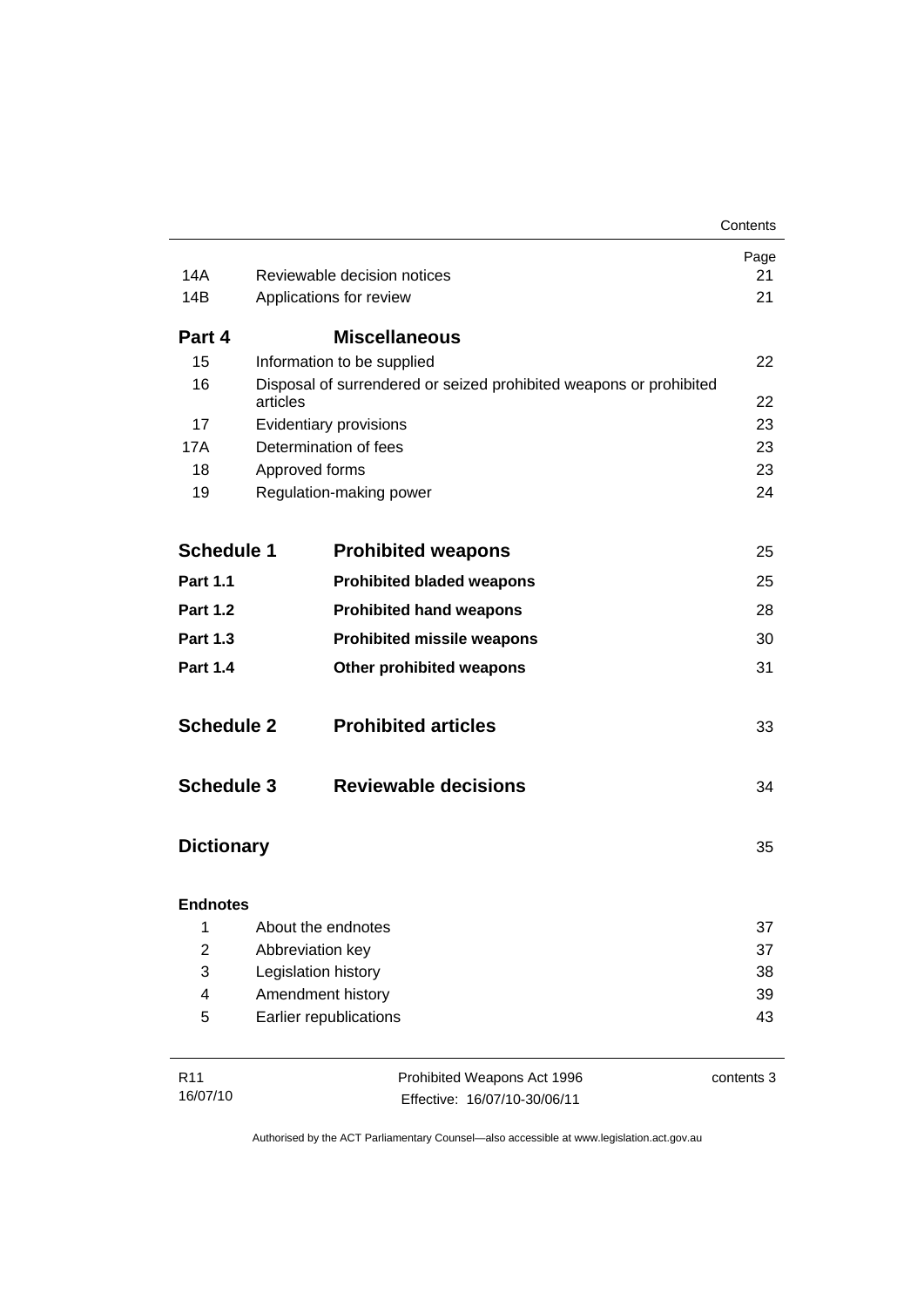| | | Page |
|---|---|---|
| 14A | Reviewable decision notices | 21 |
| 14B | Applications for review | 21 |
| **Part 4** | **Miscellaneous** | |
| 15 | Information to be supplied | 22 |
| 16 | Disposal of surrendered or seized prohibited weapons or prohibited articles | 22 |
| 17 | Evidentiary provisions | 23 |
| 17A | Determination of fees | 23 |
| 18 | Approved forms | 23 |
| 19 | Regulation-making power | 24 |
| **Schedule 1** | **Prohibited weapons** | 25 |
| **Part 1.1** | **Prohibited bladed weapons** | 25 |
| **Part 1.2** | **Prohibited hand weapons** | 28 |
| **Part 1.3** | **Prohibited missile weapons** | 30 |
| **Part 1.4** | **Other prohibited weapons** | 31 |
| **Schedule 2** | **Prohibited articles** | 33 |
| **Schedule 3** | **Reviewable decisions** | 34 |
| **Dictionary** | | 35 |
| **Endnotes** | | |
| 1 | About the endnotes | 37 |
| 2 | Abbreviation key | 37 |
| 3 | Legislation history | 38 |
| 4 | Amendment history | 39 |
| 5 | Earlier republications | 43 |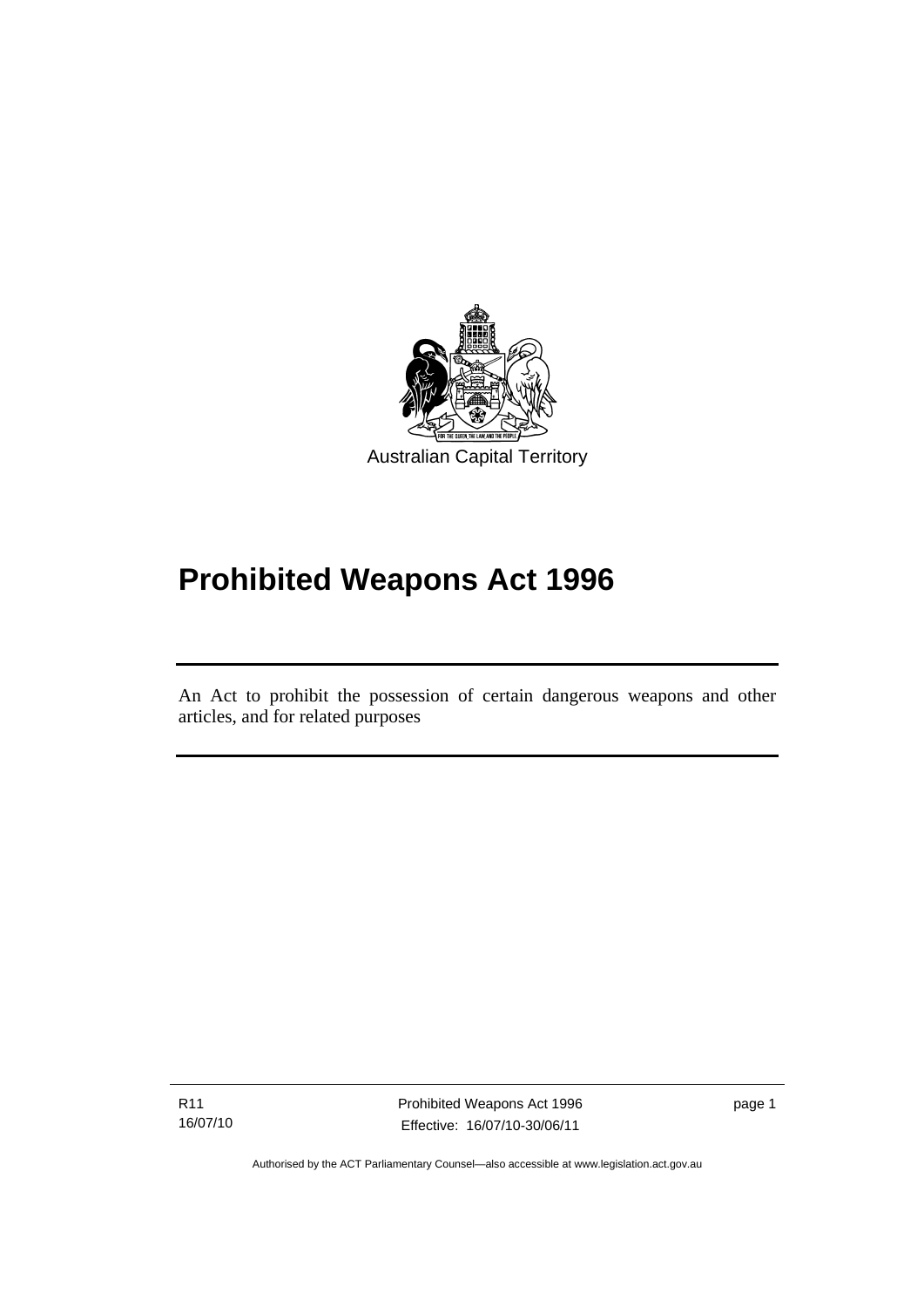Australian Capital Territory

# Prohibited Weapons Act 1996

An Act to prohibit the possession of certain dangerous weapons and other articles, and for related purposes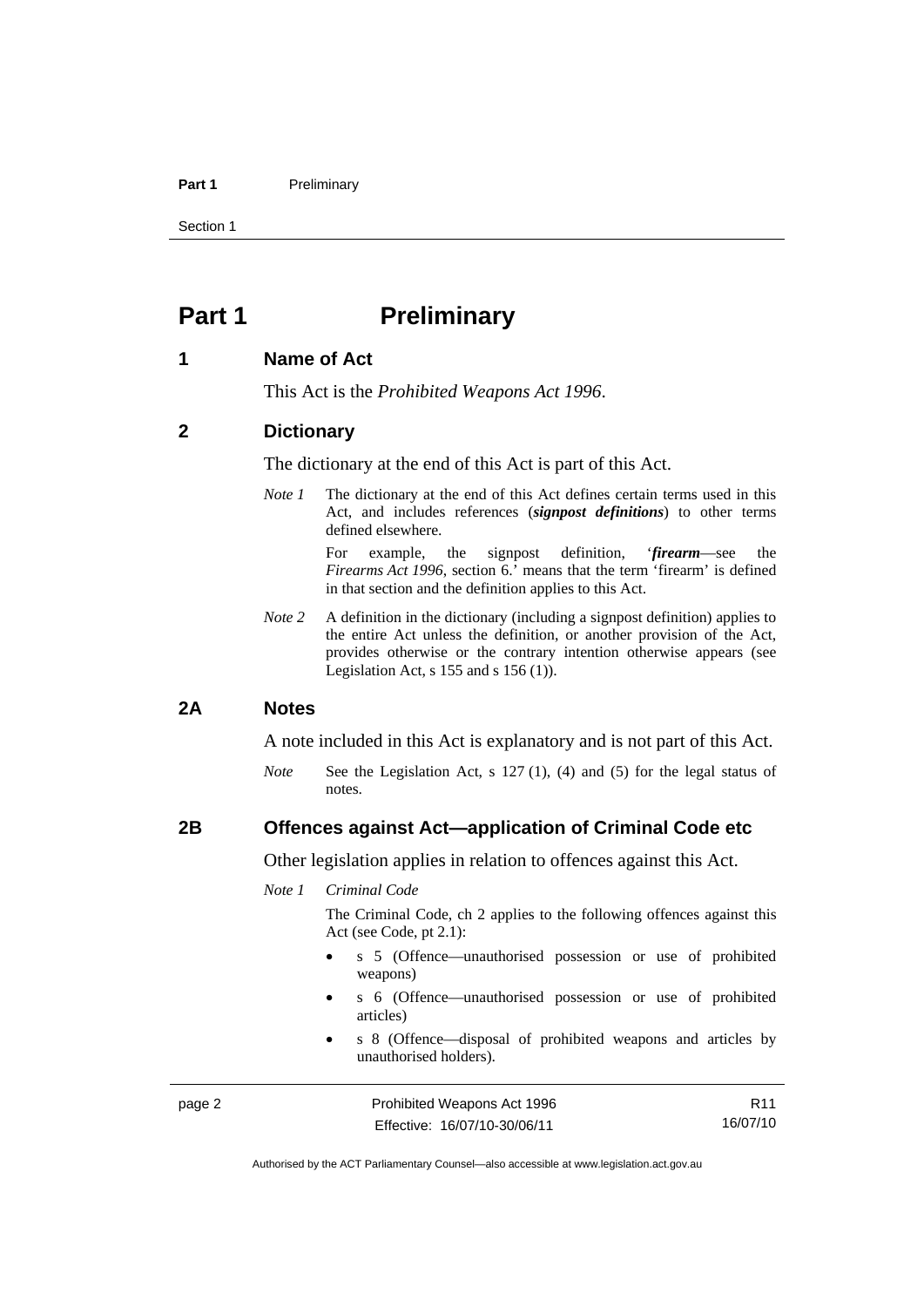# Part 1 Preliminary

## 1 Name of Act

This Act is the *Prohibited Weapons Act 1996*.

## 2 Dictionary

The dictionary at the end of this Act is part of this Act.

*Note 1* The dictionary at the end of this Act defines certain terms used in this Act, and includes references (***signpost definitions***) to other terms defined elsewhere.

For example, the signpost definition, '***firearm***—see the *Firearms Act 1996*, section 6.' means that the term 'firearm' is defined in that section and the definition applies to this Act.

*Note 2* A definition in the dictionary (including a signpost definition) applies to the entire Act unless the definition, or another provision of the Act, provides otherwise or the contrary intention otherwise appears (see Legislation Act, s 155 and s 156 (1)).

## 2A Notes

A note included in this Act is explanatory and is not part of this Act.

*Note* See the Legislation Act, s 127 (1), (4) and (5) for the legal status of notes.

## 2B Offences against Act—application of Criminal Code etc

Other legislation applies in relation to offences against this Act.

*Note 1* *Criminal Code*

The Criminal Code, ch 2 applies to the following offences against this Act (see Code, pt 2.1):

- s 5 (Offence—unauthorised possession or use of prohibited weapons)
- s 6 (Offence—unauthorised possession or use of prohibited articles)
- s 8 (Offence—disposal of prohibited weapons and articles by unauthorised holders).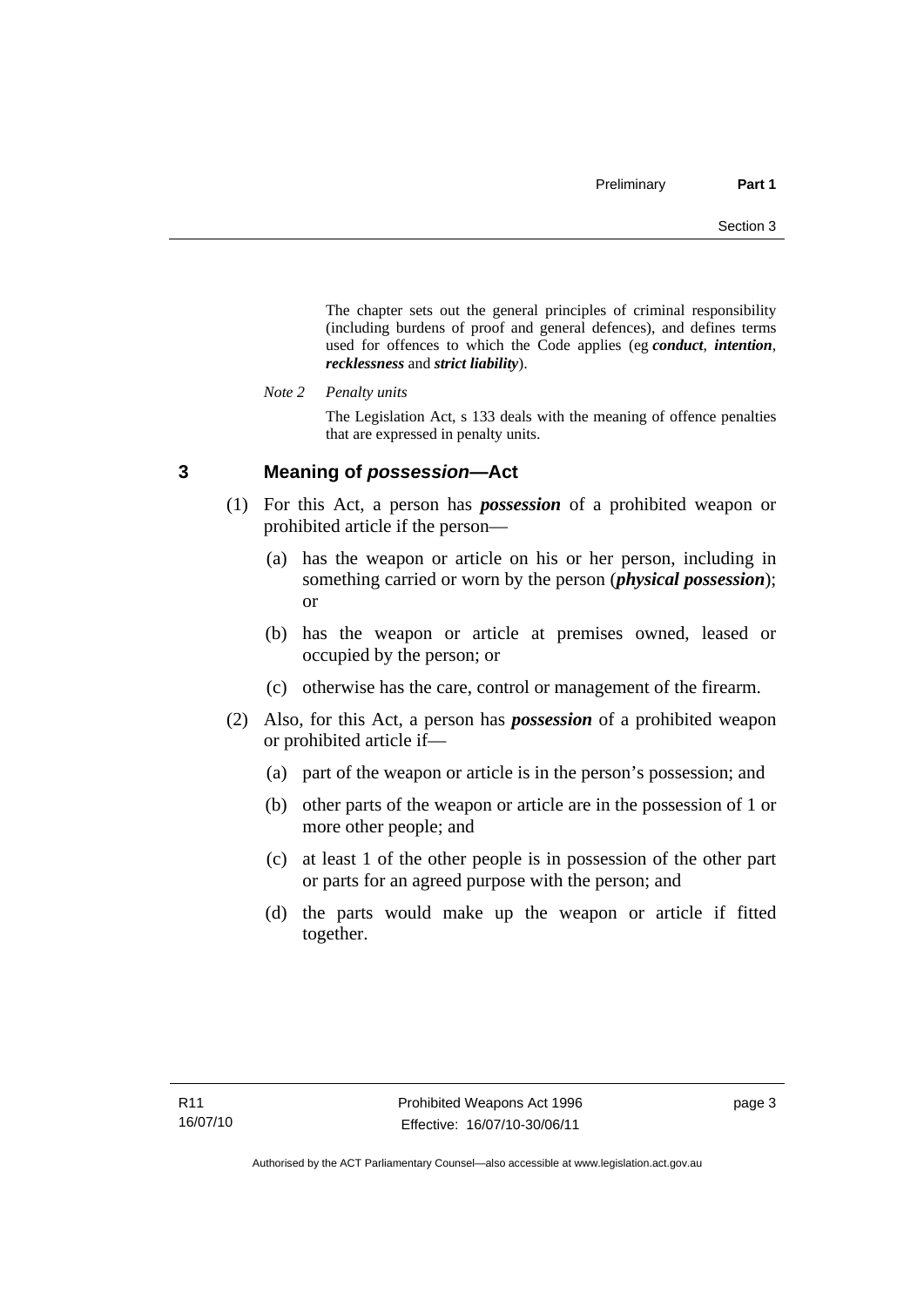The chapter sets out the general principles of criminal responsibility (including burdens of proof and general defences), and defines terms used for offences to which the Code applies (eg ***conduct***, ***intention***, ***recklessness*** and ***strict liability***).

*Note 2 Penalty units*

The Legislation Act, s 133 deals with the meaning of offence penalties that are expressed in penalty units.

## 3 Meaning of *possession*—Act

(1) For this Act, a person has ***possession*** of a prohibited weapon or prohibited article if the person—

(a) has the weapon or article on his or her person, including in something carried or worn by the person (***physical possession***); or

(b) has the weapon or article at premises owned, leased or occupied by the person; or

(c) otherwise has the care, control or management of the firearm.

(2) Also, for this Act, a person has ***possession*** of a prohibited weapon or prohibited article if—

(a) part of the weapon or article is in the person's possession; and

(b) other parts of the weapon or article are in the possession of 1 or more other people; and

(c) at least 1 of the other people is in possession of the other part or parts for an agreed purpose with the person; and

(d) the parts would make up the weapon or article if fitted together.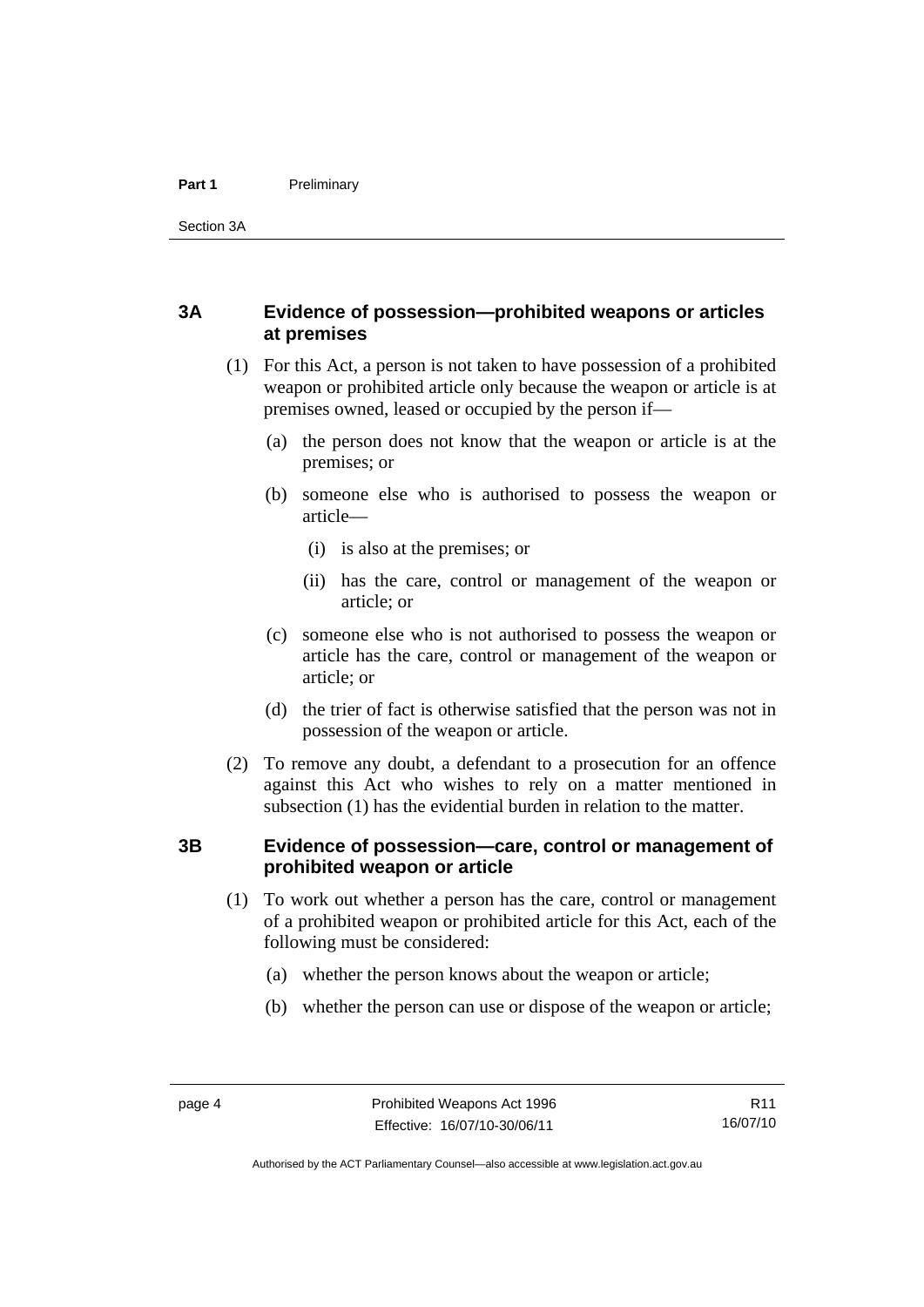## 3A Evidence of possession—prohibited weapons or articles at premises

(1) For this Act, a person is not taken to have possession of a prohibited weapon or prohibited article only because the weapon or article is at premises owned, leased or occupied by the person if—

(a) the person does not know that the weapon or article is at the premises; or

(b) someone else who is authorised to possess the weapon or article—

(i) is also at the premises; or

(ii) has the care, control or management of the weapon or article; or

(c) someone else who is not authorised to possess the weapon or article has the care, control or management of the weapon or article; or

(d) the trier of fact is otherwise satisfied that the person was not in possession of the weapon or article.

(2) To remove any doubt, a defendant to a prosecution for an offence against this Act who wishes to rely on a matter mentioned in subsection (1) has the evidential burden in relation to the matter.

## 3B Evidence of possession—care, control or management of prohibited weapon or article

(1) To work out whether a person has the care, control or management of a prohibited weapon or prohibited article for this Act, each of the following must be considered:

(a) whether the person knows about the weapon or article;

(b) whether the person can use or dispose of the weapon or article;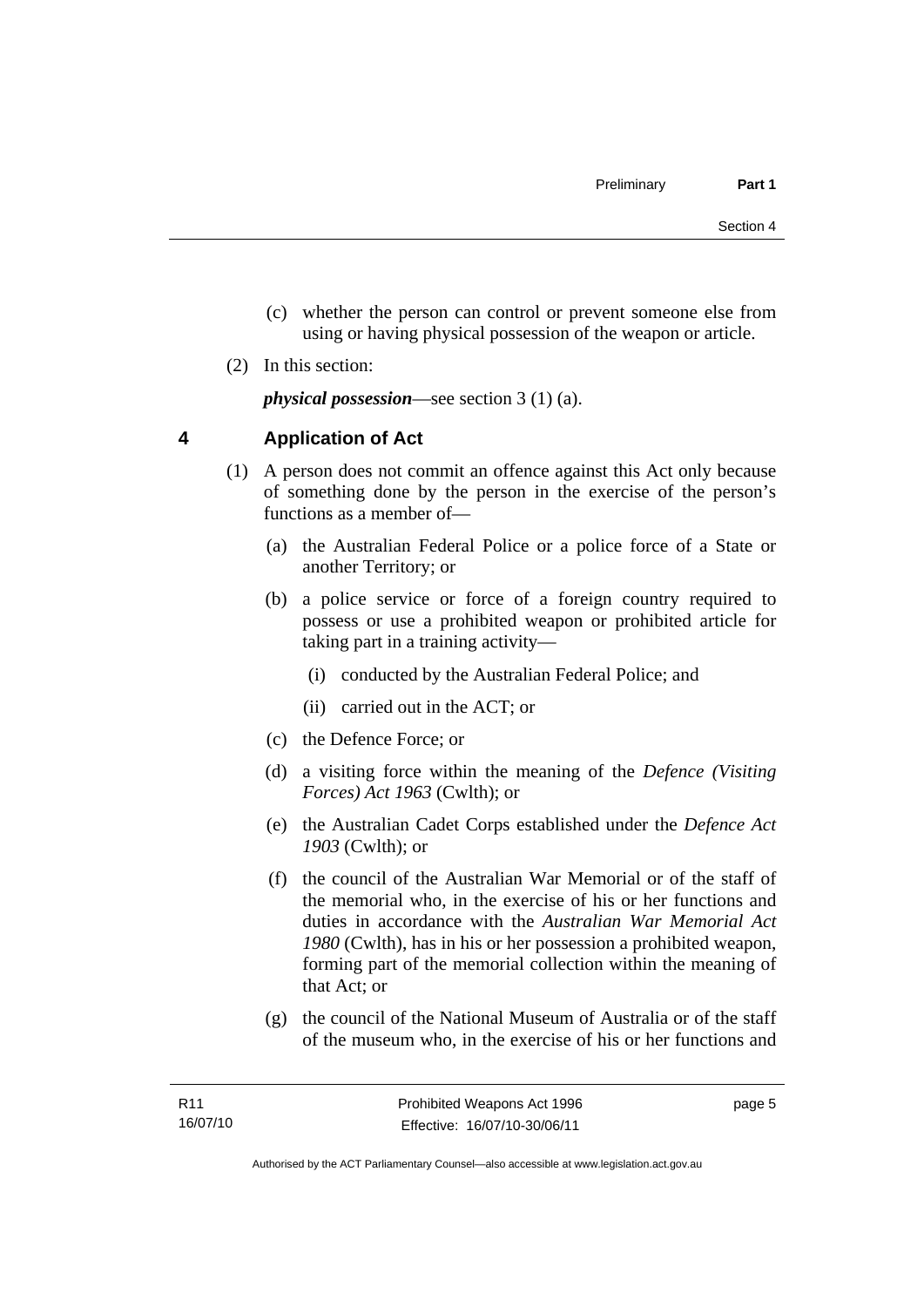(c) whether the person can control or prevent someone else from using or having physical possession of the weapon or article.

(2) In this section:

***physical possession***—see section 3 (1) (a).

## 4 Application of Act

(1) A person does not commit an offence against this Act only because of something done by the person in the exercise of the person's functions as a member of—

(a) the Australian Federal Police or a police force of a State or another Territory; or

(b) a police service or force of a foreign country required to possess or use a prohibited weapon or prohibited article for taking part in a training activity—

(i) conducted by the Australian Federal Police; and

(ii) carried out in the ACT; or

(c) the Defence Force; or

(d) a visiting force within the meaning of the *Defence (Visiting Forces) Act 1963* (Cwlth); or

(e) the Australian Cadet Corps established under the *Defence Act 1903* (Cwlth); or

(f) the council of the Australian War Memorial or of the staff of the memorial who, in the exercise of his or her functions and duties in accordance with the *Australian War Memorial Act 1980* (Cwlth), has in his or her possession a prohibited weapon, forming part of the memorial collection within the meaning of that Act; or

(g) the council of the National Museum of Australia or of the staff of the museum who, in the exercise of his or her functions and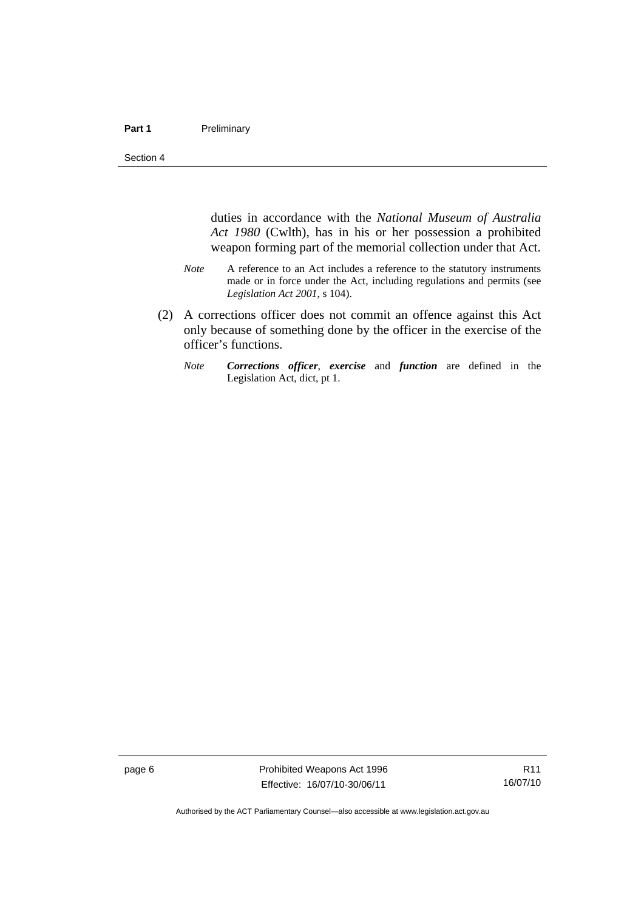duties in accordance with the *National Museum of Australia Act 1980* (Cwlth), has in his or her possession a prohibited weapon forming part of the memorial collection under that Act.

*Note* A reference to an Act includes a reference to the statutory instruments made or in force under the Act, including regulations and permits (see *Legislation Act 2001*, s 104).

(2) A corrections officer does not commit an offence against this Act only because of something done by the officer in the exercise of the officer's functions.

*Note* ***Corrections officer***, ***exercise*** and ***function*** are defined in the Legislation Act, dict, pt 1.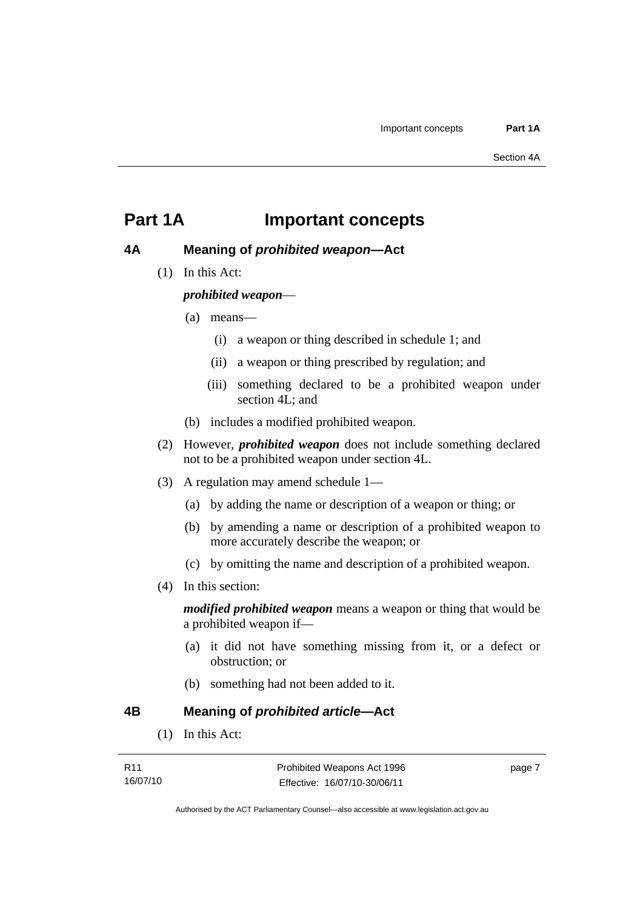# Part 1A Important concepts

### 4A Meaning of *prohibited weapon*—Act

(1) In this Act:

***prohibited weapon***—

(a) means—

(i) a weapon or thing described in schedule 1; and

(ii) a weapon or thing prescribed by regulation; and

(iii) something declared to be a prohibited weapon under section 4L; and

(b) includes a modified prohibited weapon.

(2) However, ***prohibited weapon*** does not include something declared not to be a prohibited weapon under section 4L.

(3) A regulation may amend schedule 1—

(a) by adding the name or description of a weapon or thing; or

(b) by amending a name or description of a prohibited weapon to more accurately describe the weapon; or

(c) by omitting the name and description of a prohibited weapon.

(4) In this section:

***modified prohibited weapon*** means a weapon or thing that would be a prohibited weapon if—

(a) it did not have something missing from it, or a defect or obstruction; or

(b) something had not been added to it.

### 4B Meaning of *prohibited article*—Act

(1) In this Act: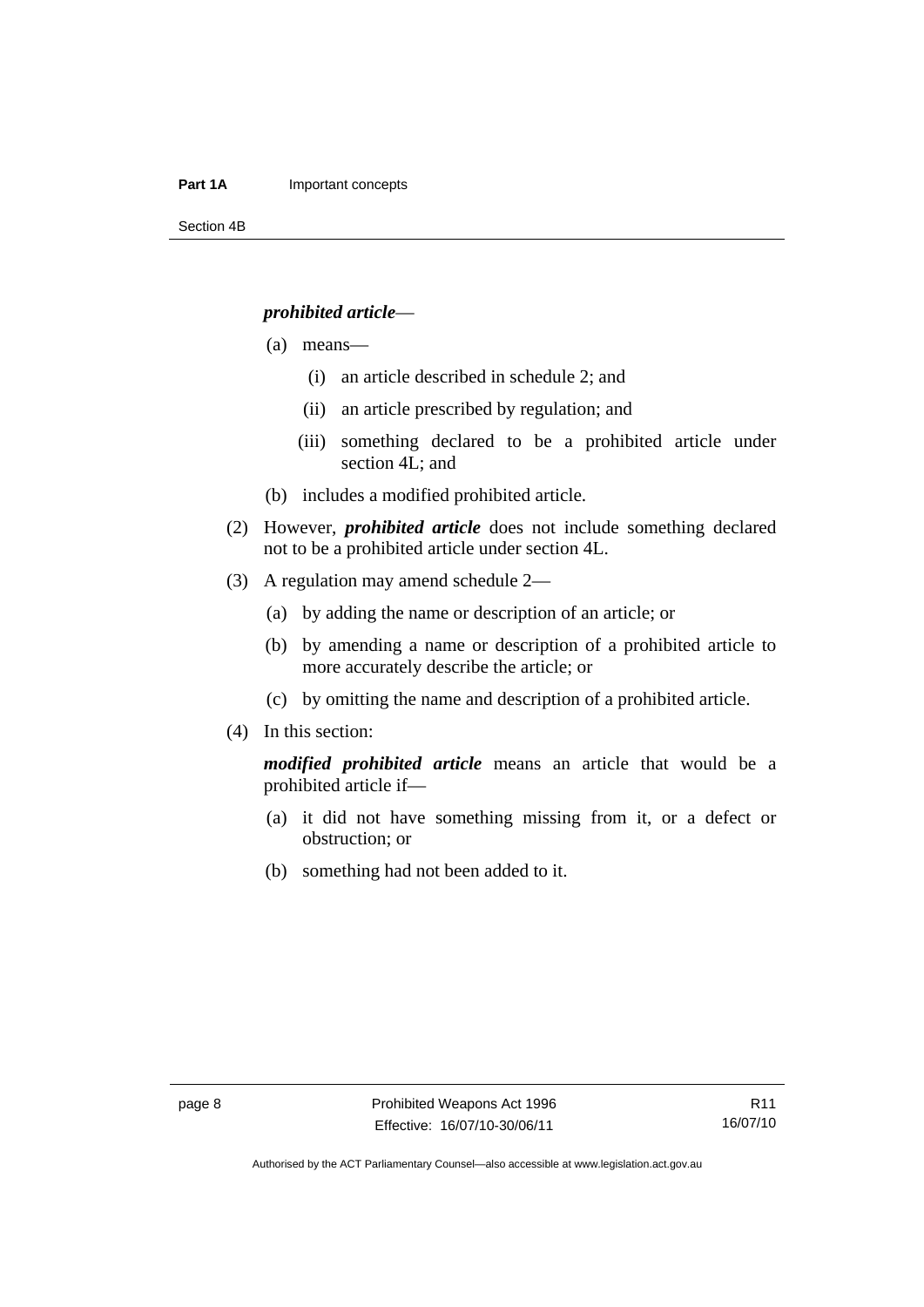***prohibited article***—

(a) means—

(i) an article described in schedule 2; and

(ii) an article prescribed by regulation; and

(iii) something declared to be a prohibited article under section 4L; and

(b) includes a modified prohibited article.

(2) However, ***prohibited article*** does not include something declared not to be a prohibited article under section 4L.

(3) A regulation may amend schedule 2—

(a) by adding the name or description of an article; or

(b) by amending a name or description of a prohibited article to more accurately describe the article; or

(c) by omitting the name and description of a prohibited article.

(4) In this section:

***modified prohibited article*** means an article that would be a prohibited article if—

(a) it did not have something missing from it, or a defect or obstruction; or

(b) something had not been added to it.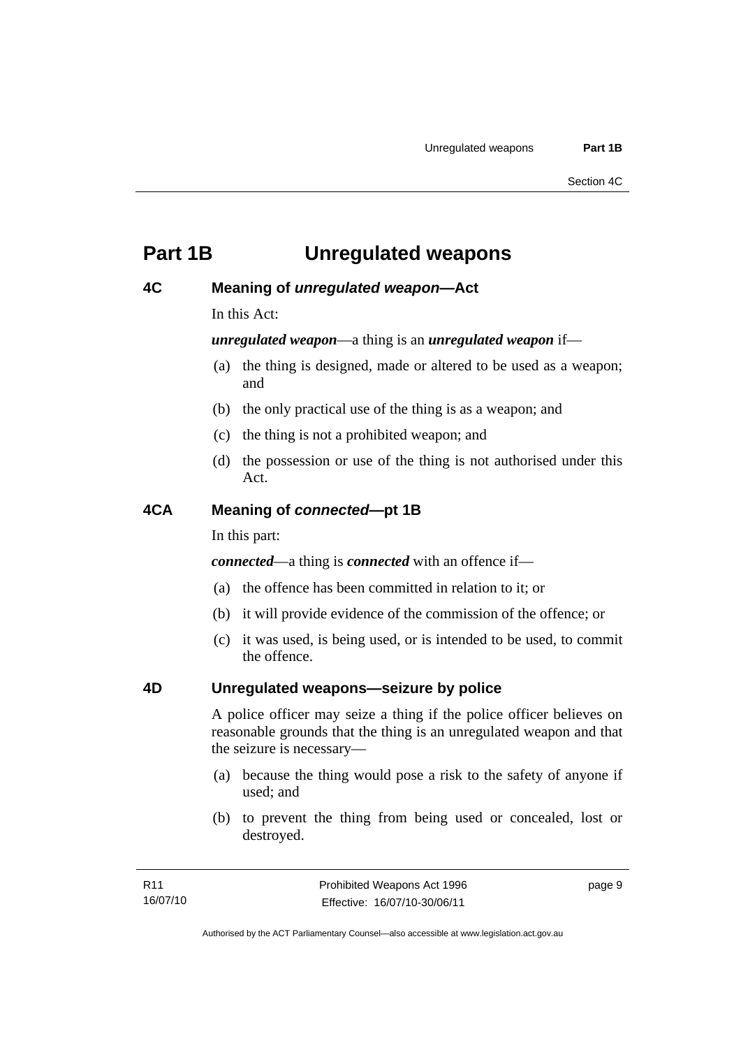# Part 1B Unregulated weapons

## 4C Meaning of *unregulated weapon*—Act

In this Act:

***unregulated weapon***—a thing is an ***unregulated weapon*** if—

(a) the thing is designed, made or altered to be used as a weapon; and

(b) the only practical use of the thing is as a weapon; and

(c) the thing is not a prohibited weapon; and

(d) the possession or use of the thing is not authorised under this Act.

## 4CA Meaning of *connected*—pt 1B

In this part:

***connected***—a thing is ***connected*** with an offence if—

(a) the offence has been committed in relation to it; or

(b) it will provide evidence of the commission of the offence; or

(c) it was used, is being used, or is intended to be used, to commit the offence.

## 4D Unregulated weapons—seizure by police

A police officer may seize a thing if the police officer believes on reasonable grounds that the thing is an unregulated weapon and that the seizure is necessary—

(a) because the thing would pose a risk to the safety of anyone if used; and

(b) to prevent the thing from being used or concealed, lost or destroyed.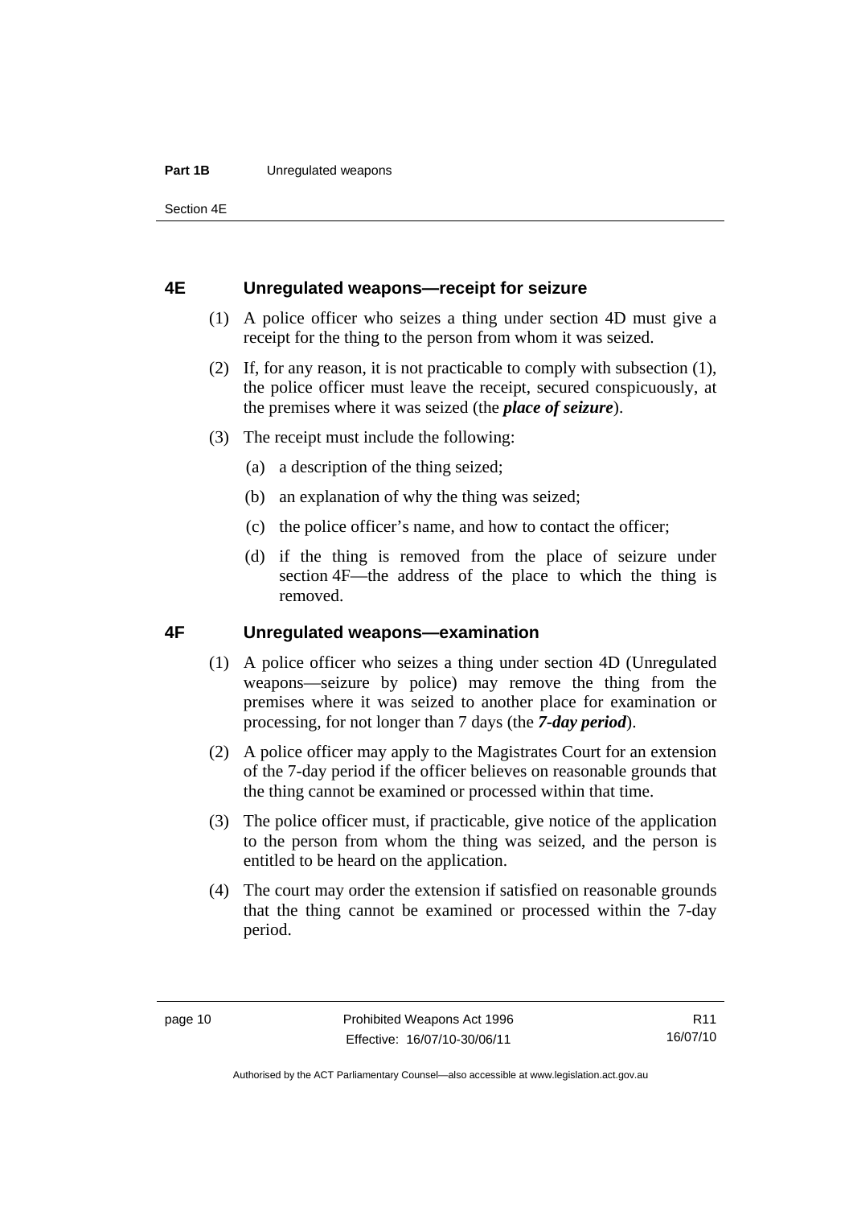## 4E Unregulated weapons—receipt for seizure

(1) A police officer who seizes a thing under section 4D must give a receipt for the thing to the person from whom it was seized.

(2) If, for any reason, it is not practicable to comply with subsection (1), the police officer must leave the receipt, secured conspicuously, at the premises where it was seized (the ***place of seizure***).

(3) The receipt must include the following:

(a) a description of the thing seized;

(b) an explanation of why the thing was seized;

(c) the police officer's name, and how to contact the officer;

(d) if the thing is removed from the place of seizure under section 4F—the address of the place to which the thing is removed.

## 4F Unregulated weapons—examination

(1) A police officer who seizes a thing under section 4D (Unregulated weapons—seizure by police) may remove the thing from the premises where it was seized to another place for examination or processing, for not longer than 7 days (the ***7-day period***).

(2) A police officer may apply to the Magistrates Court for an extension of the 7-day period if the officer believes on reasonable grounds that the thing cannot be examined or processed within that time.

(3) The police officer must, if practicable, give notice of the application to the person from whom the thing was seized, and the person is entitled to be heard on the application.

(4) The court may order the extension if satisfied on reasonable grounds that the thing cannot be examined or processed within the 7-day period.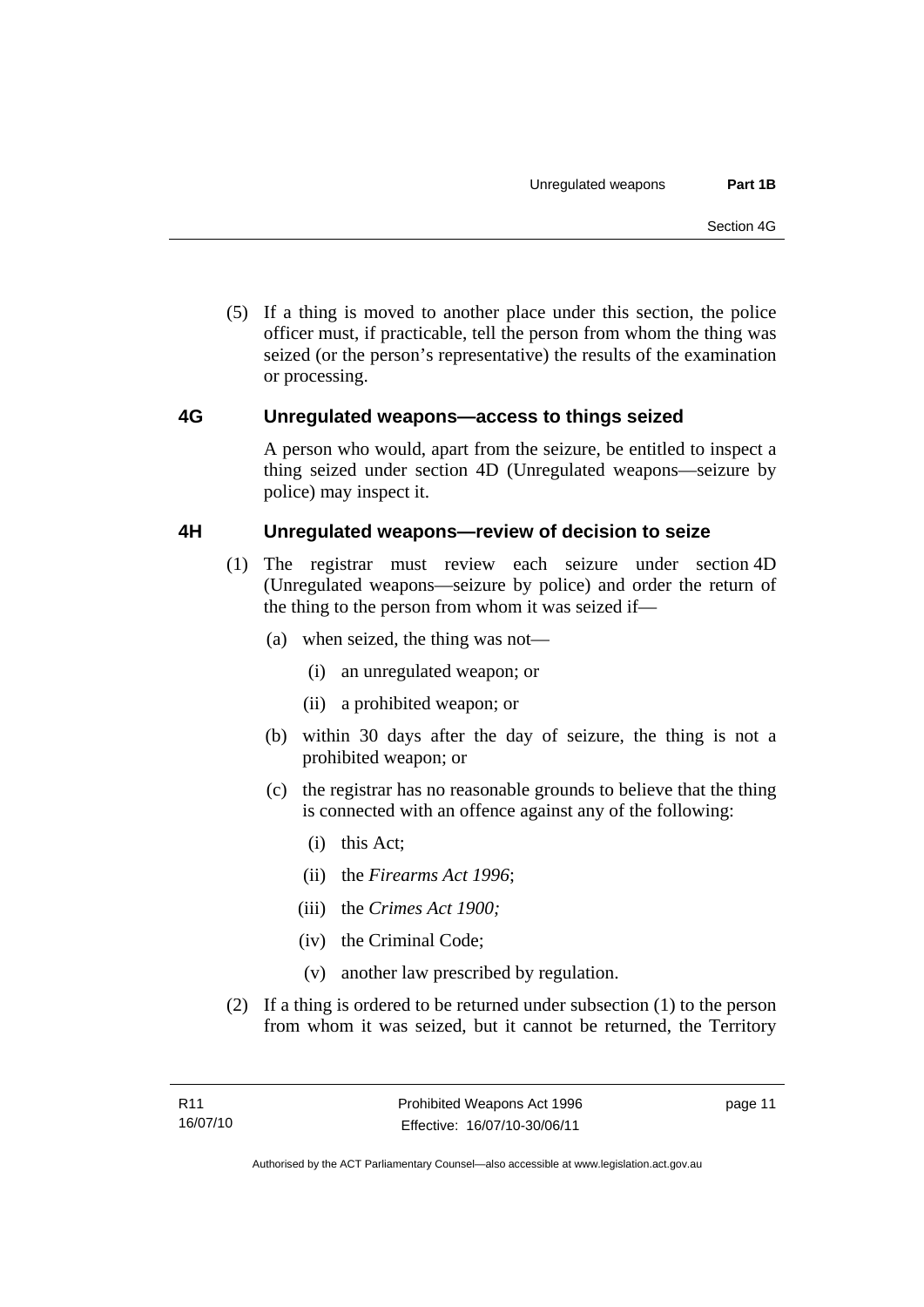(5) If a thing is moved to another place under this section, the police officer must, if practicable, tell the person from whom the thing was seized (or the person's representative) the results of the examination or processing.

### 4G Unregulated weapons—access to things seized

A person who would, apart from the seizure, be entitled to inspect a thing seized under section 4D (Unregulated weapons—seizure by police) may inspect it.

### 4H Unregulated weapons—review of decision to seize

(1) The registrar must review each seizure under section 4D (Unregulated weapons—seizure by police) and order the return of the thing to the person from whom it was seized if—

(a) when seized, the thing was not—

(i) an unregulated weapon; or

(ii) a prohibited weapon; or

(b) within 30 days after the day of seizure, the thing is not a prohibited weapon; or

(c) the registrar has no reasonable grounds to believe that the thing is connected with an offence against any of the following:

(i) this Act;

(ii) the *Firearms Act 1996*;

(iii) the *Crimes Act 1900;*

(iv) the Criminal Code;

(v) another law prescribed by regulation.

(2) If a thing is ordered to be returned under subsection (1) to the person from whom it was seized, but it cannot be returned, the Territory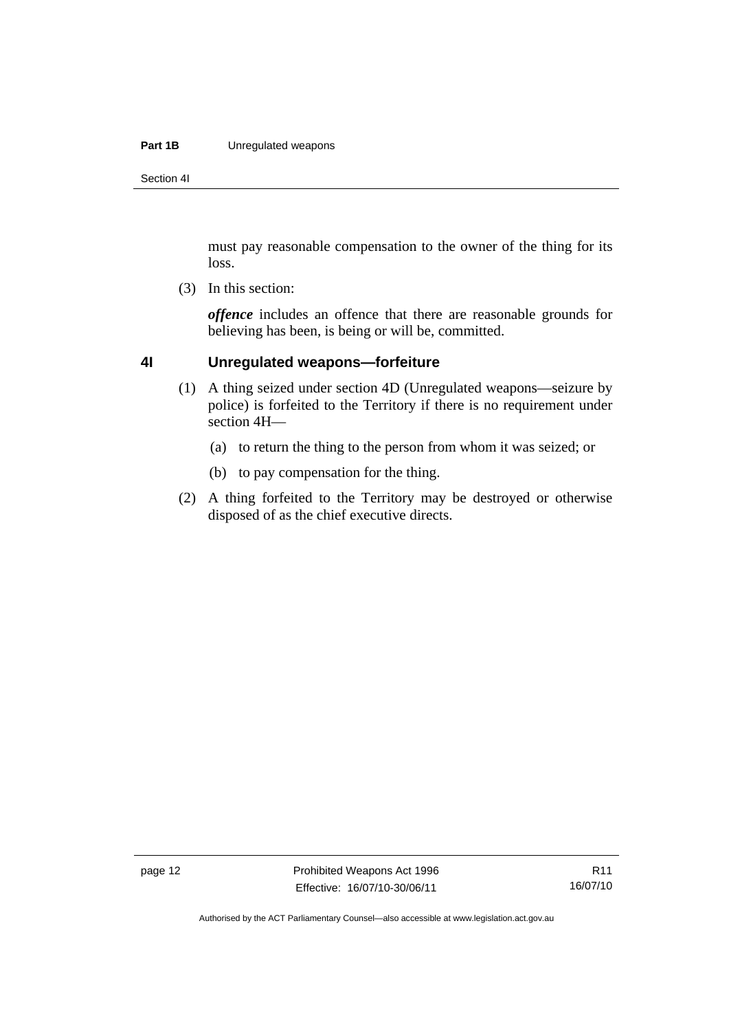must pay reasonable compensation to the owner of the thing for its loss.

(3) In this section:

***offence*** includes an offence that there are reasonable grounds for believing has been, is being or will be, committed.

### 4I Unregulated weapons—forfeiture

(1) A thing seized under section 4D (Unregulated weapons—seizure by police) is forfeited to the Territory if there is no requirement under section 4H—

(a) to return the thing to the person from whom it was seized; or

(b) to pay compensation for the thing.

(2) A thing forfeited to the Territory may be destroyed or otherwise disposed of as the chief executive directs.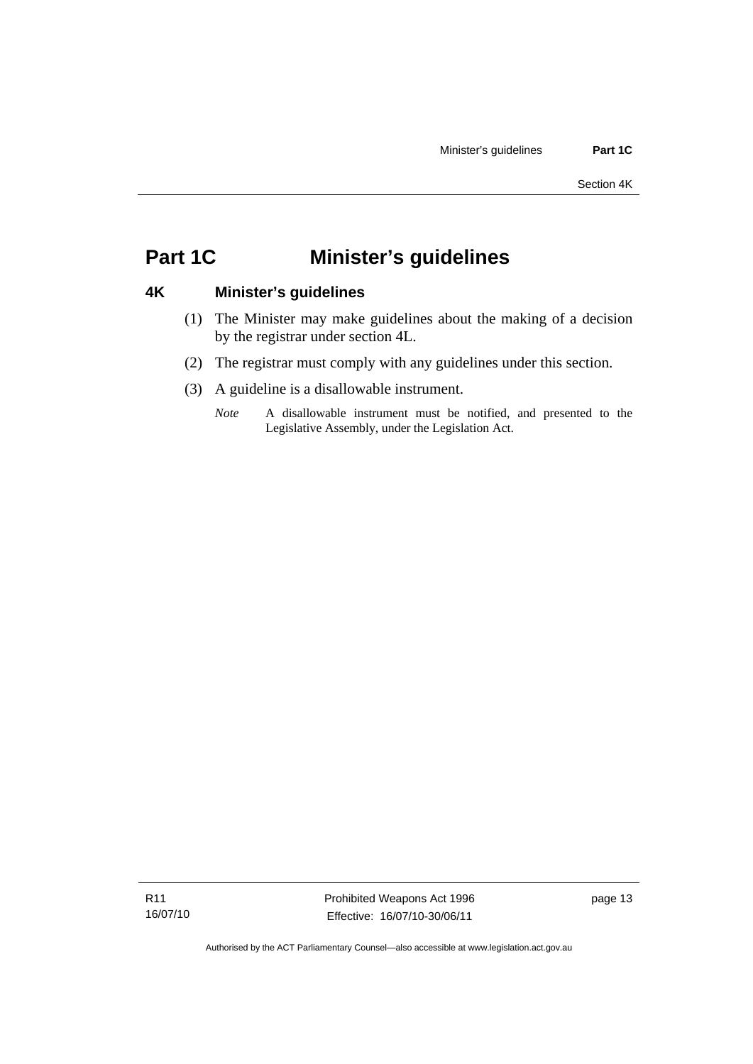# Part 1C Minister's guidelines

## 4K Minister's guidelines

(1) The Minister may make guidelines about the making of a decision by the registrar under section 4L.

(2) The registrar must comply with any guidelines under this section.

(3) A guideline is a disallowable instrument.

*Note* A disallowable instrument must be notified, and presented to the Legislative Assembly, under the Legislation Act.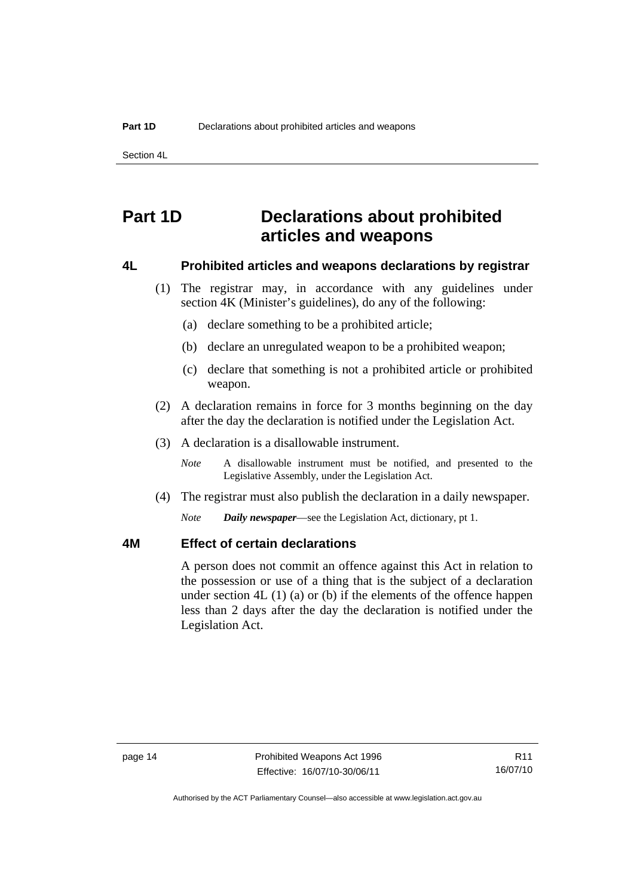# Part 1D Declarations about prohibited articles and weapons

## 4L Prohibited articles and weapons declarations by registrar

(1) The registrar may, in accordance with any guidelines under section 4K (Minister's guidelines), do any of the following:

(a) declare something to be a prohibited article;

(b) declare an unregulated weapon to be a prohibited weapon;

(c) declare that something is not a prohibited article or prohibited weapon.

(2) A declaration remains in force for 3 months beginning on the day after the day the declaration is notified under the Legislation Act.

(3) A declaration is a disallowable instrument.

*Note* A disallowable instrument must be notified, and presented to the Legislative Assembly, under the Legislation Act.

(4) The registrar must also publish the declaration in a daily newspaper.

*Note* ***Daily newspaper***—see the Legislation Act, dictionary, pt 1.

## 4M Effect of certain declarations

A person does not commit an offence against this Act in relation to the possession or use of a thing that is the subject of a declaration under section 4L (1) (a) or (b) if the elements of the offence happen less than 2 days after the day the declaration is notified under the Legislation Act.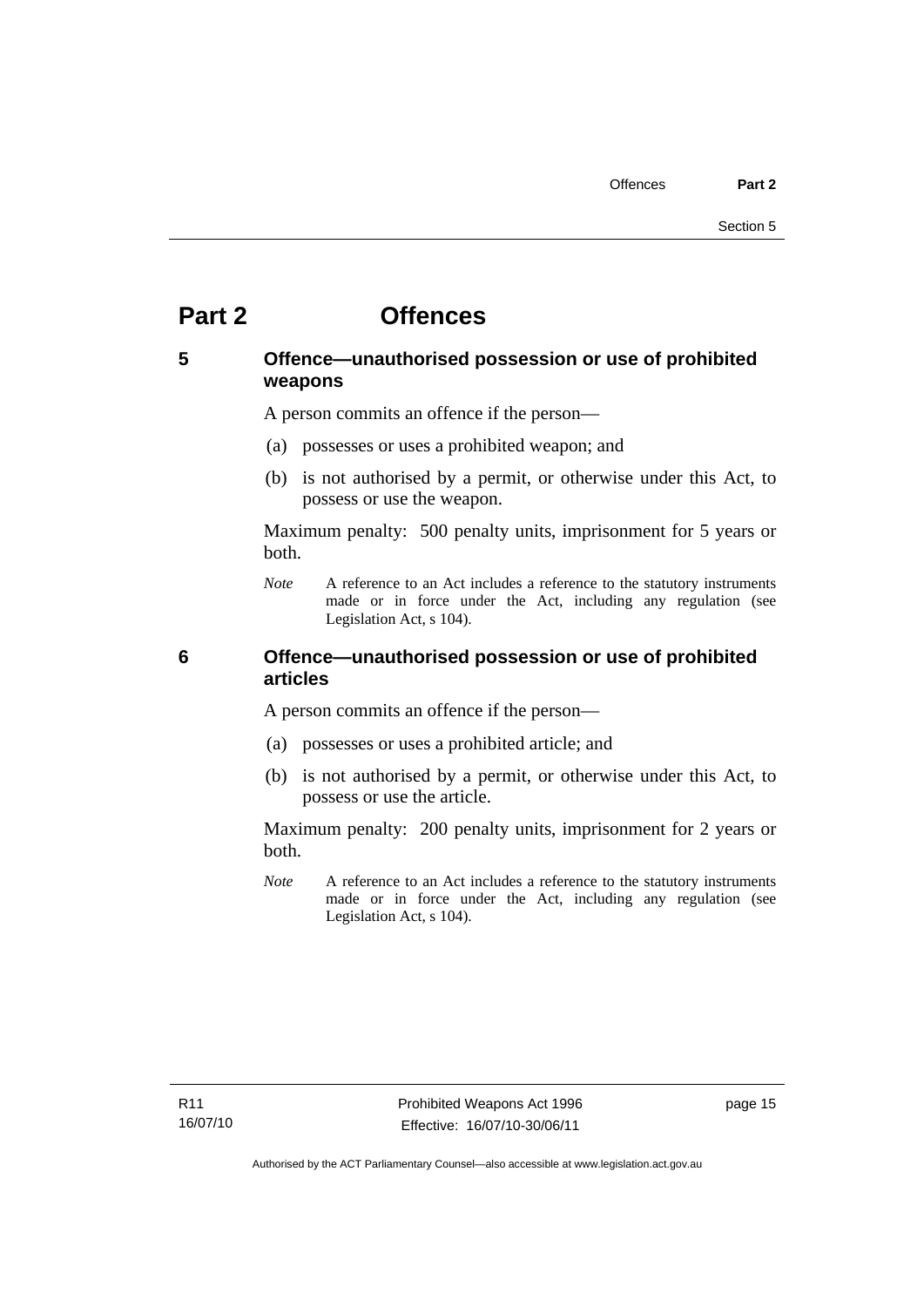# Part 2 Offences

## 5 Offence—unauthorised possession or use of prohibited weapons

A person commits an offence if the person—

(a) possesses or uses a prohibited weapon; and

(b) is not authorised by a permit, or otherwise under this Act, to possess or use the weapon.

Maximum penalty: 500 penalty units, imprisonment for 5 years or both.

*Note* A reference to an Act includes a reference to the statutory instruments made or in force under the Act, including any regulation (see Legislation Act, s 104).

## 6 Offence—unauthorised possession or use of prohibited articles

A person commits an offence if the person—

(a) possesses or uses a prohibited article; and

(b) is not authorised by a permit, or otherwise under this Act, to possess or use the article.

Maximum penalty: 200 penalty units, imprisonment for 2 years or both.

*Note* A reference to an Act includes a reference to the statutory instruments made or in force under the Act, including any regulation (see Legislation Act, s 104).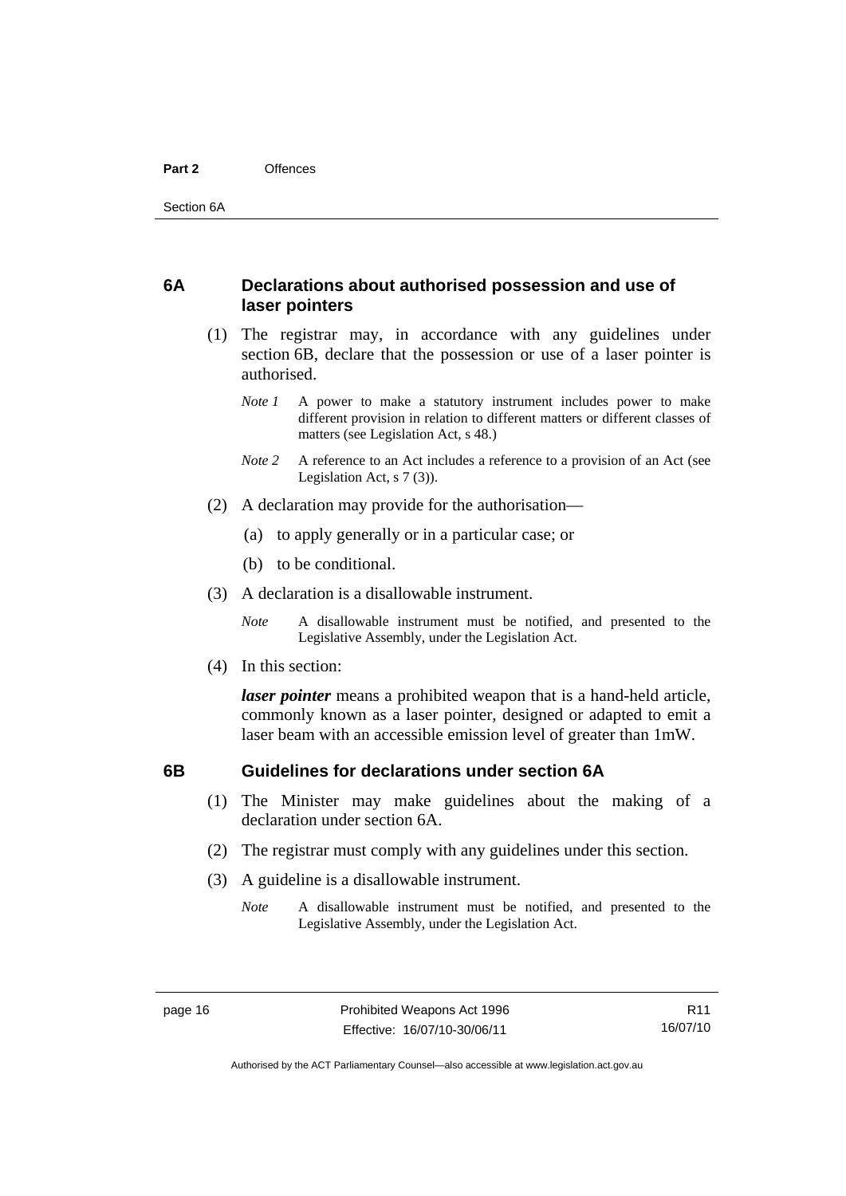## 6A Declarations about authorised possession and use of laser pointers

(1) The registrar may, in accordance with any guidelines under section 6B, declare that the possession or use of a laser pointer is authorised.

*Note 1* A power to make a statutory instrument includes power to make different provision in relation to different matters or different classes of matters (see Legislation Act, s 48.)

*Note 2* A reference to an Act includes a reference to a provision of an Act (see Legislation Act, s 7 (3)).

(2) A declaration may provide for the authorisation—

(a) to apply generally or in a particular case; or

(b) to be conditional.

(3) A declaration is a disallowable instrument.

*Note* A disallowable instrument must be notified, and presented to the Legislative Assembly, under the Legislation Act.

(4) In this section:

***laser pointer*** means a prohibited weapon that is a hand-held article, commonly known as a laser pointer, designed or adapted to emit a laser beam with an accessible emission level of greater than 1mW.

## 6B Guidelines for declarations under section 6A

(1) The Minister may make guidelines about the making of a declaration under section 6A.

(2) The registrar must comply with any guidelines under this section.

(3) A guideline is a disallowable instrument.

*Note* A disallowable instrument must be notified, and presented to the Legislative Assembly, under the Legislation Act.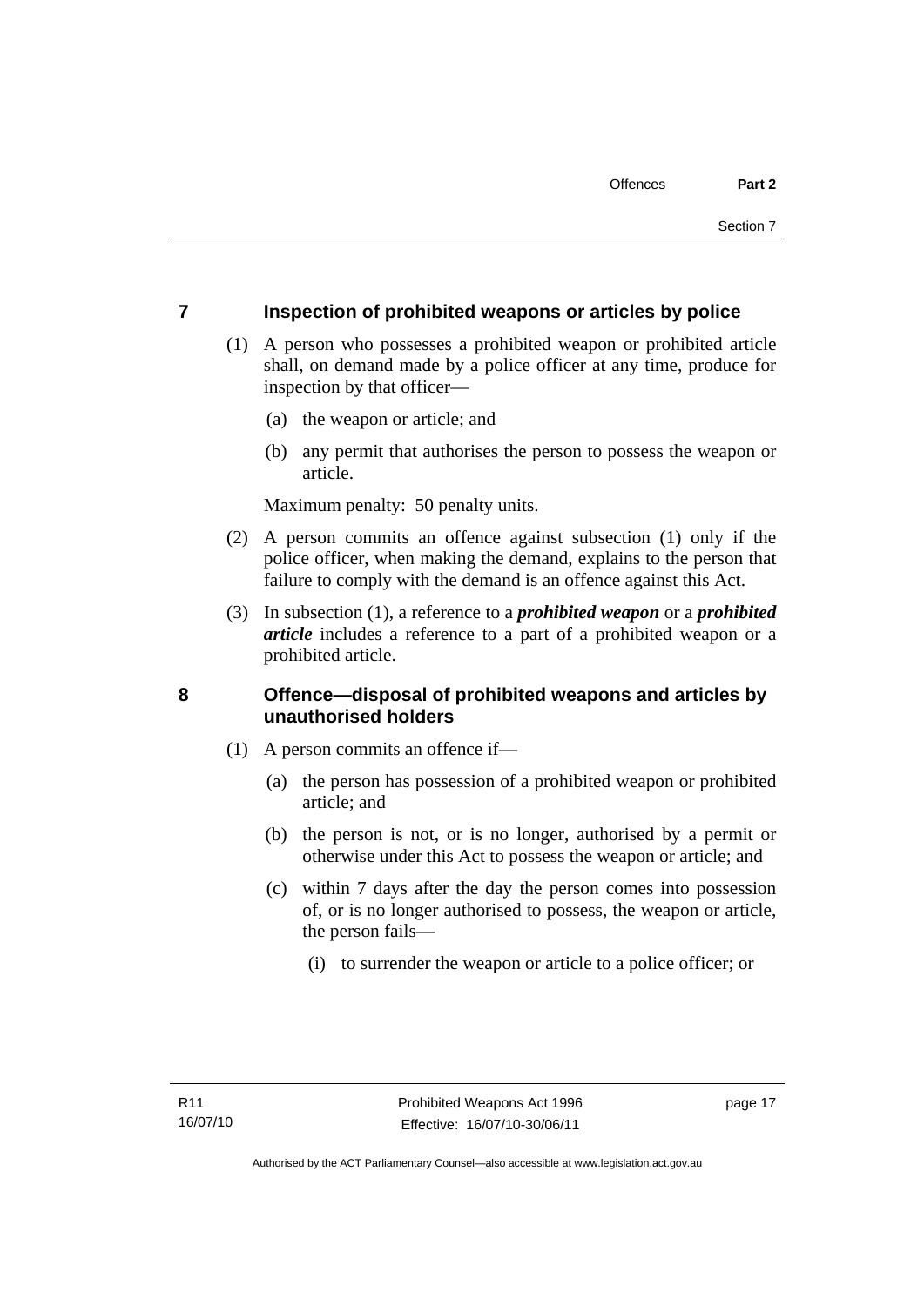## 7 Inspection of prohibited weapons or articles by police

(1) A person who possesses a prohibited weapon or prohibited article shall, on demand made by a police officer at any time, produce for inspection by that officer—

(a) the weapon or article; and

(b) any permit that authorises the person to possess the weapon or article.

Maximum penalty: 50 penalty units.

(2) A person commits an offence against subsection (1) only if the police officer, when making the demand, explains to the person that failure to comply with the demand is an offence against this Act.

(3) In subsection (1), a reference to a ***prohibited weapon*** or a ***prohibited article*** includes a reference to a part of a prohibited weapon or a prohibited article.

## 8 Offence—disposal of prohibited weapons and articles by unauthorised holders

(1) A person commits an offence if—

(a) the person has possession of a prohibited weapon or prohibited article; and

(b) the person is not, or is no longer, authorised by a permit or otherwise under this Act to possess the weapon or article; and

(c) within 7 days after the day the person comes into possession of, or is no longer authorised to possess, the weapon or article, the person fails—

(i) to surrender the weapon or article to a police officer; or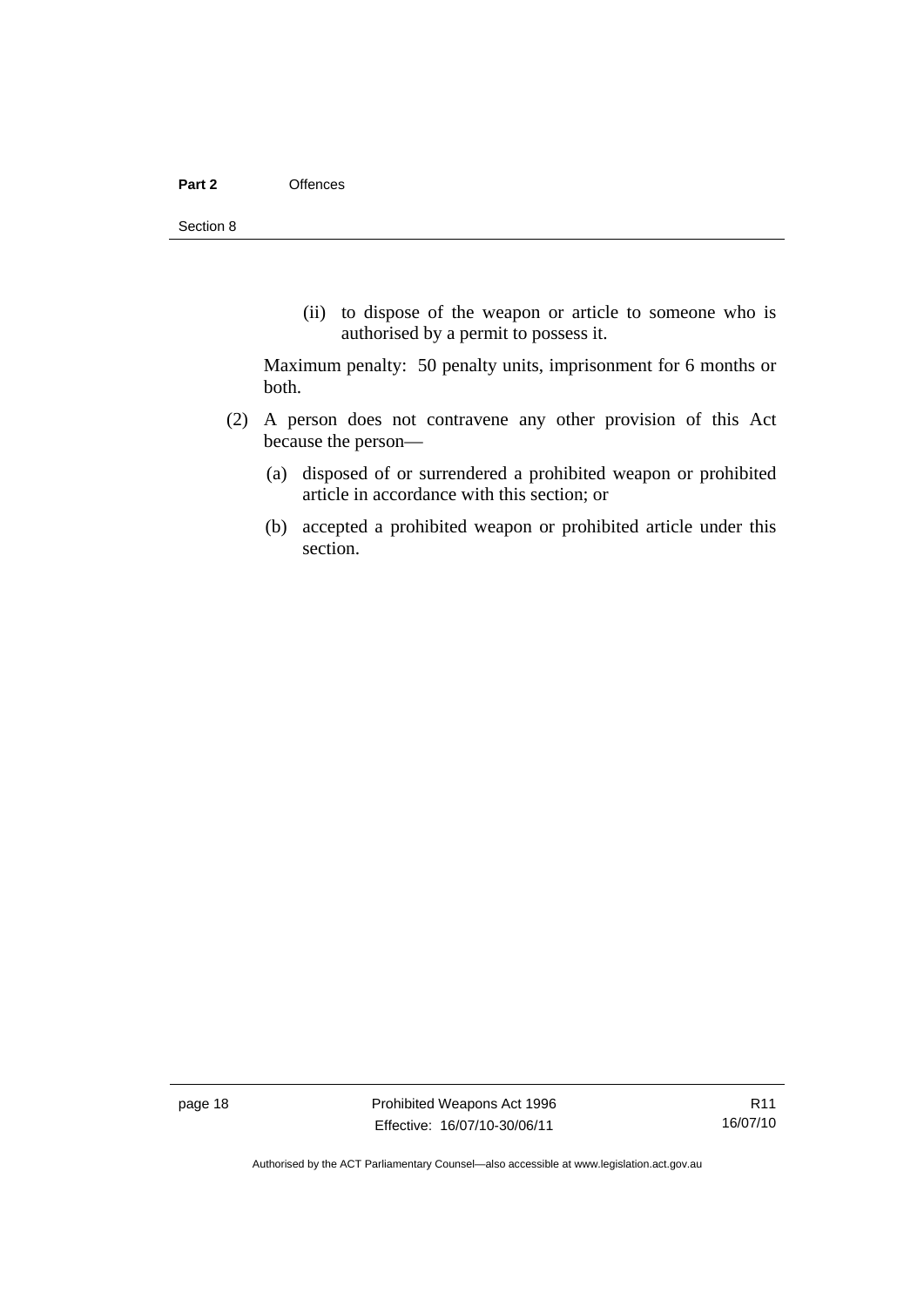(ii) to dispose of the weapon or article to someone who is authorised by a permit to possess it.

Maximum penalty: 50 penalty units, imprisonment for 6 months or both.

(2) A person does not contravene any other provision of this Act because the person—

(a) disposed of or surrendered a prohibited weapon or prohibited article in accordance with this section; or

(b) accepted a prohibited weapon or prohibited article under this section.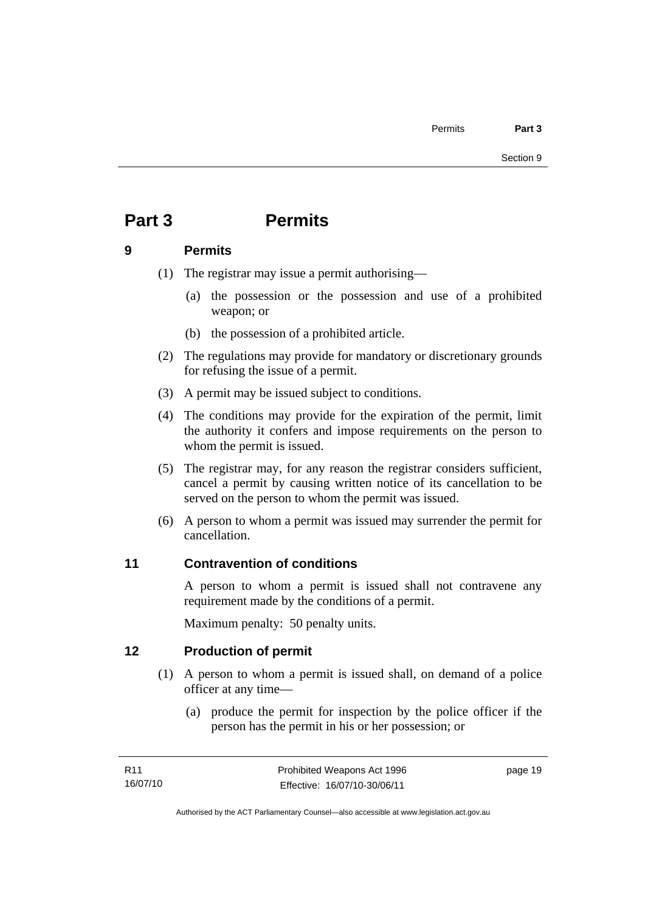# Part 3 Permits

## 9 Permits

(1) The registrar may issue a permit authorising—

(a) the possession or the possession and use of a prohibited weapon; or

(b) the possession of a prohibited article.

(2) The regulations may provide for mandatory or discretionary grounds for refusing the issue of a permit.

(3) A permit may be issued subject to conditions.

(4) The conditions may provide for the expiration of the permit, limit the authority it confers and impose requirements on the person to whom the permit is issued.

(5) The registrar may, for any reason the registrar considers sufficient, cancel a permit by causing written notice of its cancellation to be served on the person to whom the permit was issued.

(6) A person to whom a permit was issued may surrender the permit for cancellation.

## 11 Contravention of conditions

A person to whom a permit is issued shall not contravene any requirement made by the conditions of a permit.

Maximum penalty: 50 penalty units.

## 12 Production of permit

(1) A person to whom a permit is issued shall, on demand of a police officer at any time—

(a) produce the permit for inspection by the police officer if the person has the permit in his or her possession; or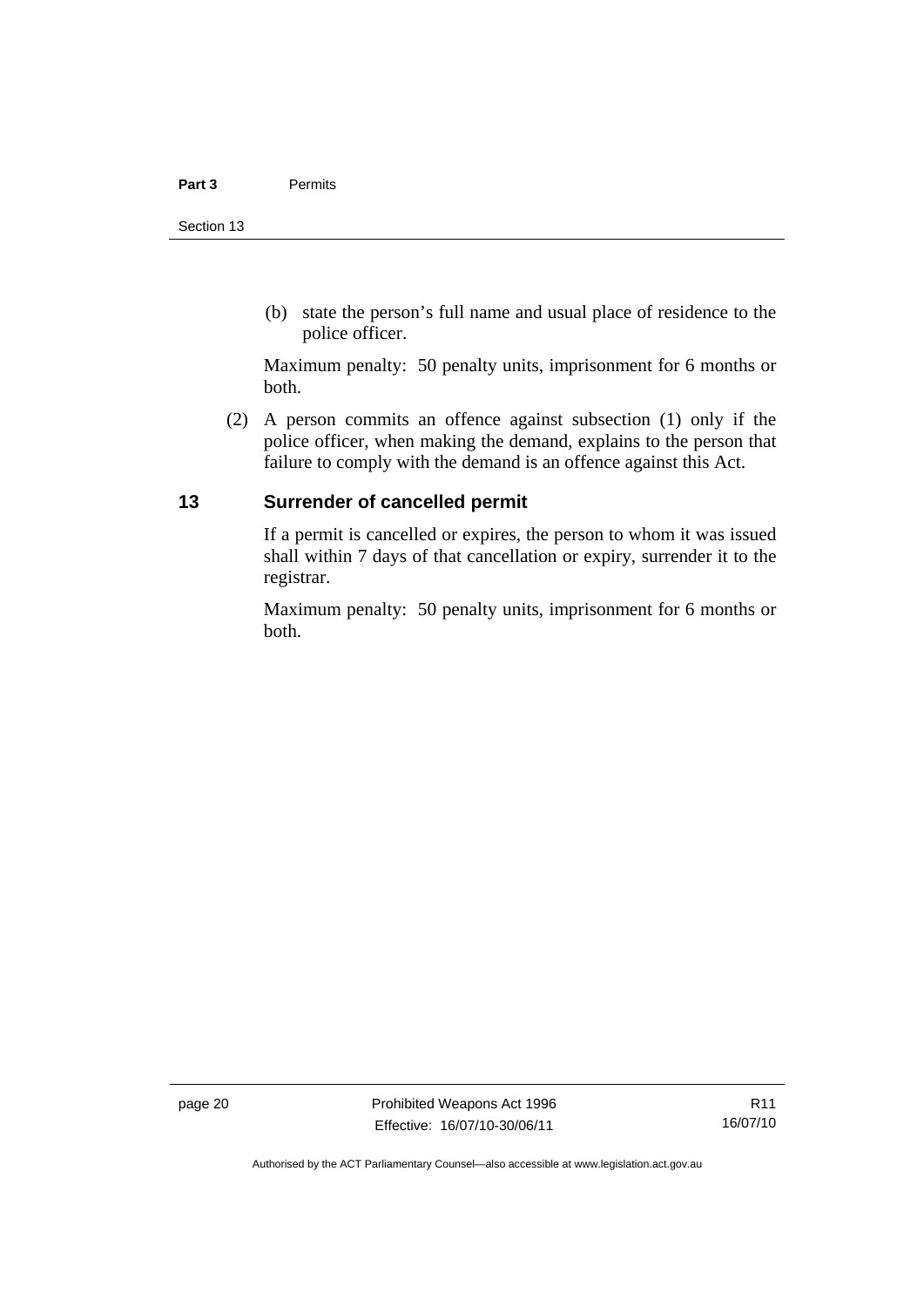(b) state the person's full name and usual place of residence to the police officer.

Maximum penalty: 50 penalty units, imprisonment for 6 months or both.

(2) A person commits an offence against subsection (1) only if the police officer, when making the demand, explains to the person that failure to comply with the demand is an offence against this Act.

## 13 Surrender of cancelled permit

If a permit is cancelled or expires, the person to whom it was issued shall within 7 days of that cancellation or expiry, surrender it to the registrar.

Maximum penalty: 50 penalty units, imprisonment for 6 months or both.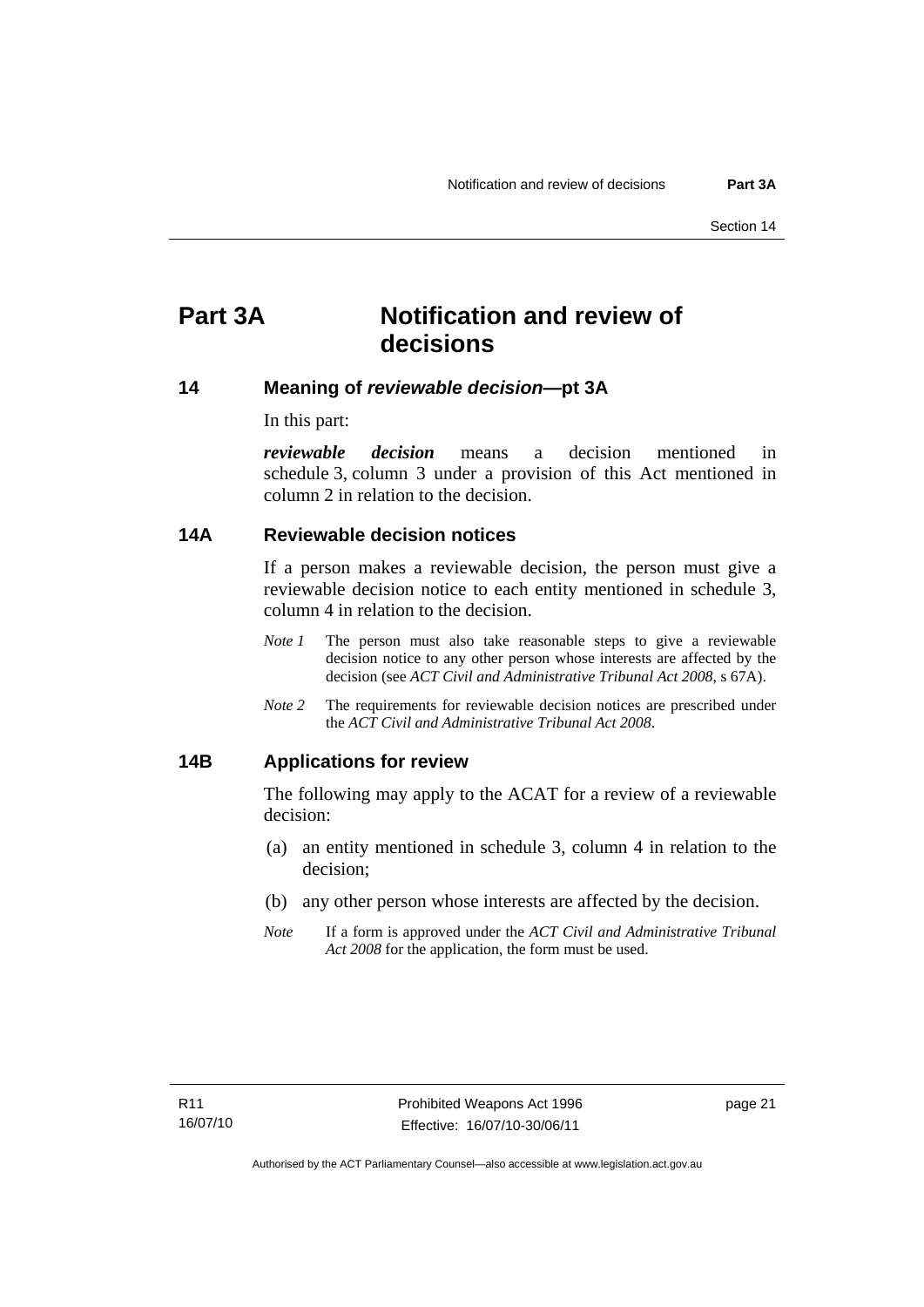# Part 3A Notification and review of decisions

## 14 Meaning of *reviewable decision*—pt 3A

In this part:

***reviewable decision*** means a decision mentioned in schedule 3, column 3 under a provision of this Act mentioned in column 2 in relation to the decision.

## 14A Reviewable decision notices

If a person makes a reviewable decision, the person must give a reviewable decision notice to each entity mentioned in schedule 3, column 4 in relation to the decision.

*Note 1* The person must also take reasonable steps to give a reviewable decision notice to any other person whose interests are affected by the decision (see *ACT Civil and Administrative Tribunal Act 2008*, s 67A).

*Note 2* The requirements for reviewable decision notices are prescribed under the *ACT Civil and Administrative Tribunal Act 2008*.

## 14B Applications for review

The following may apply to the ACAT for a review of a reviewable decision:

(a) an entity mentioned in schedule 3, column 4 in relation to the decision;

(b) any other person whose interests are affected by the decision.

*Note* If a form is approved under the *ACT Civil and Administrative Tribunal Act 2008* for the application, the form must be used.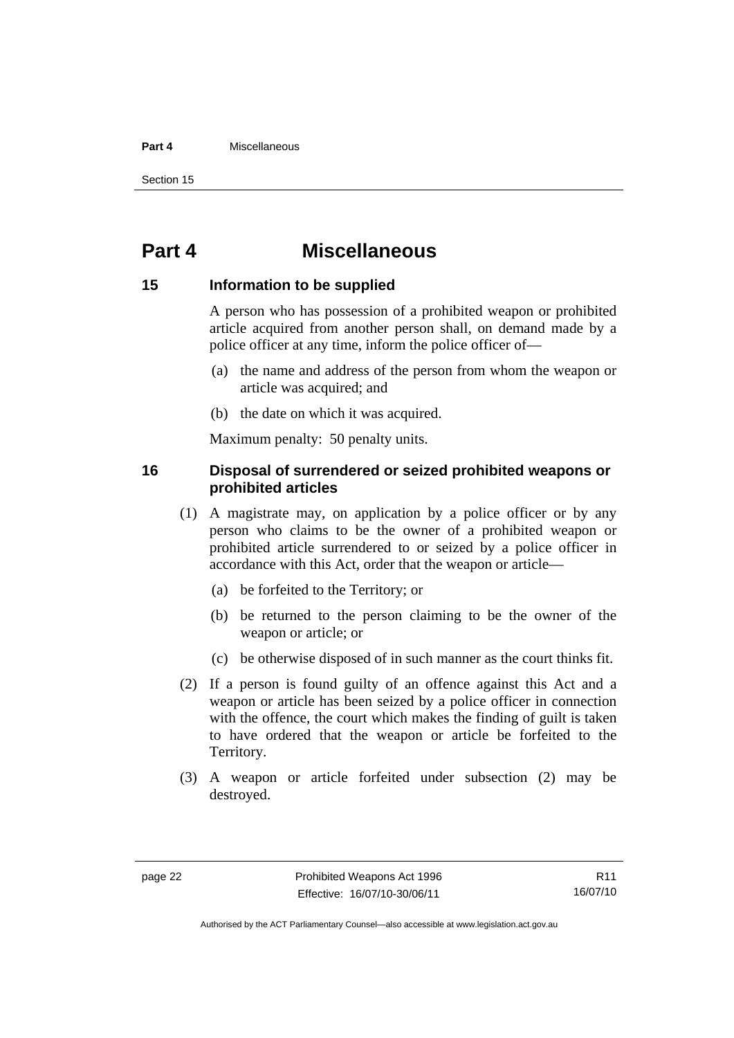# Part 4 Miscellaneous

## 15 Information to be supplied

A person who has possession of a prohibited weapon or prohibited article acquired from another person shall, on demand made by a police officer at any time, inform the police officer of—

(a) the name and address of the person from whom the weapon or article was acquired; and

(b) the date on which it was acquired.

Maximum penalty: 50 penalty units.

## 16 Disposal of surrendered or seized prohibited weapons or prohibited articles

(1) A magistrate may, on application by a police officer or by any person who claims to be the owner of a prohibited weapon or prohibited article surrendered to or seized by a police officer in accordance with this Act, order that the weapon or article—

(a) be forfeited to the Territory; or

(b) be returned to the person claiming to be the owner of the weapon or article; or

(c) be otherwise disposed of in such manner as the court thinks fit.

(2) If a person is found guilty of an offence against this Act and a weapon or article has been seized by a police officer in connection with the offence, the court which makes the finding of guilt is taken to have ordered that the weapon or article be forfeited to the Territory.

(3) A weapon or article forfeited under subsection (2) may be destroyed.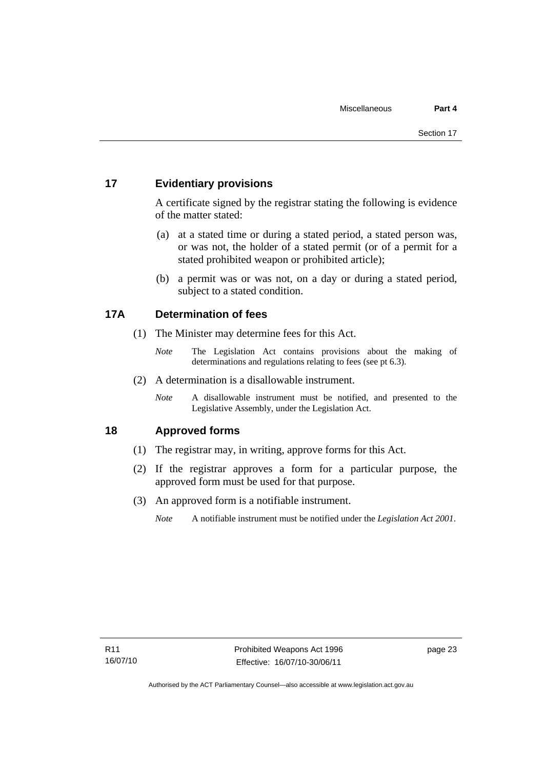## 17 Evidentiary provisions

A certificate signed by the registrar stating the following is evidence of the matter stated:

(a) at a stated time or during a stated period, a stated person was, or was not, the holder of a stated permit (or of a permit for a stated prohibited weapon or prohibited article);

(b) a permit was or was not, on a day or during a stated period, subject to a stated condition.

## 17A Determination of fees

(1) The Minister may determine fees for this Act.

*Note* The Legislation Act contains provisions about the making of determinations and regulations relating to fees (see pt 6.3).

(2) A determination is a disallowable instrument.

*Note* A disallowable instrument must be notified, and presented to the Legislative Assembly, under the Legislation Act.

## 18 Approved forms

(1) The registrar may, in writing, approve forms for this Act.

(2) If the registrar approves a form for a particular purpose, the approved form must be used for that purpose.

(3) An approved form is a notifiable instrument.

*Note* A notifiable instrument must be notified under the *Legislation Act 2001*.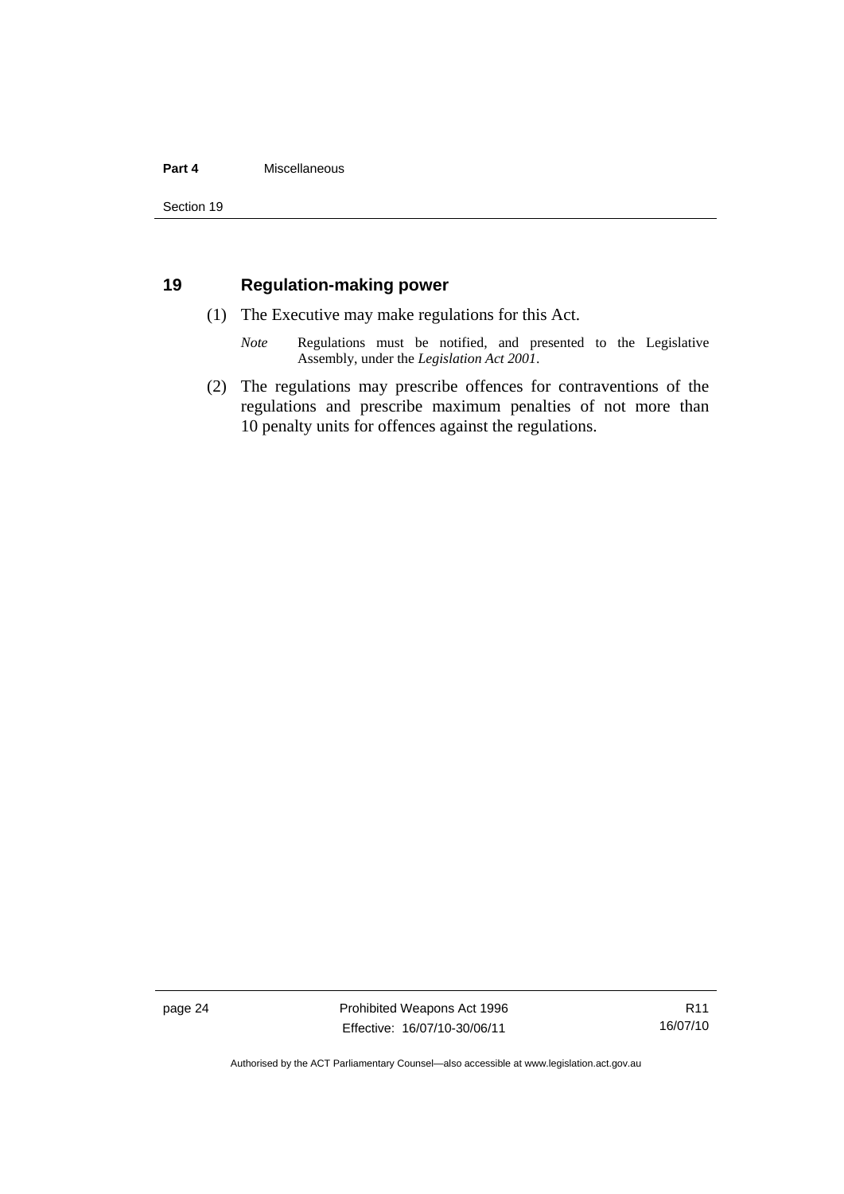## 19 Regulation-making power

(1) The Executive may make regulations for this Act.

*Note* Regulations must be notified, and presented to the Legislative Assembly, under the *Legislation Act 2001*.

(2) The regulations may prescribe offences for contraventions of the regulations and prescribe maximum penalties of not more than 10 penalty units for offences against the regulations.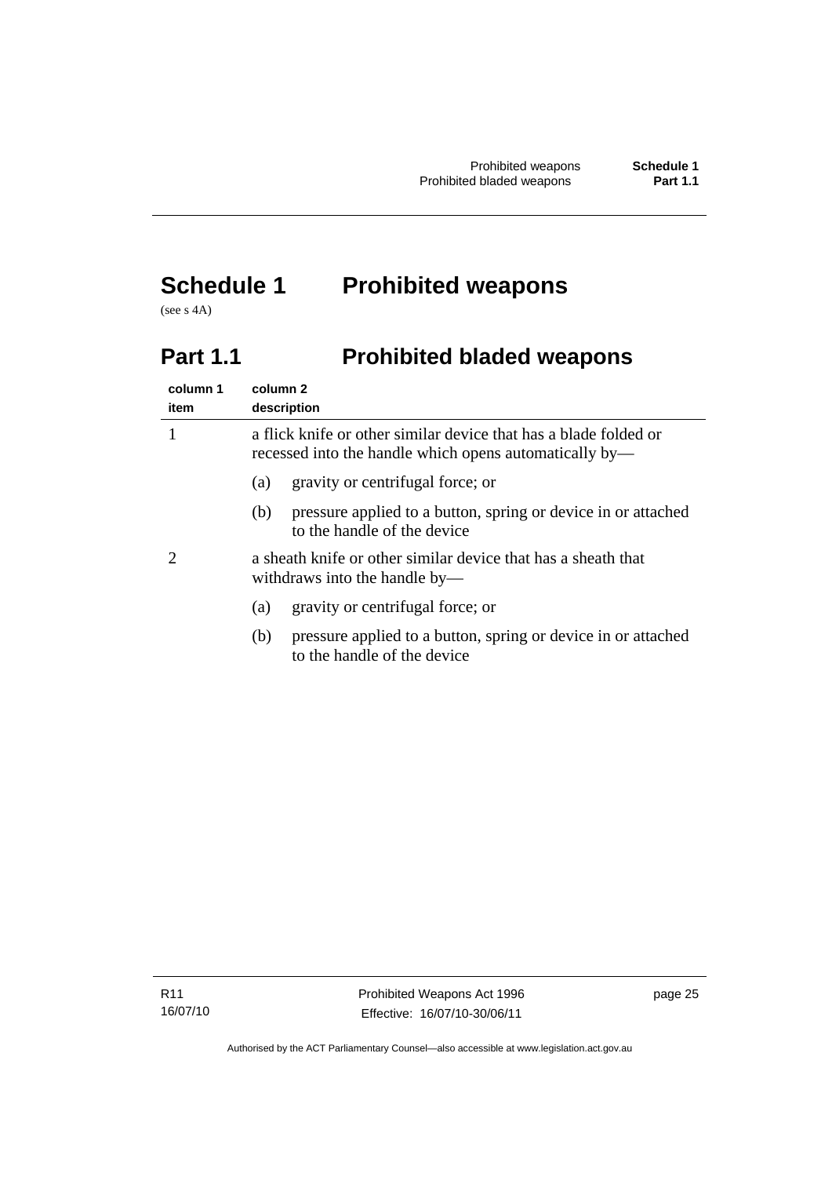# Schedule 1 Prohibited weapons

(see s 4A)

## Part 1.1 Prohibited bladed weapons

| column 1<br>item | column 2<br>description |
|---|---|
| 1 | a flick knife or other similar device that has a blade folded or recessed into the handle which opens automatically by—<br>(a) gravity or centrifugal force; or<br>(b) pressure applied to a button, spring or device in or attached to the handle of the device |
| 2 | a sheath knife or other similar device that has a sheath that withdraws into the handle by—<br>(a) gravity or centrifugal force; or<br>(b) pressure applied to a button, spring or device in or attached to the handle of the device |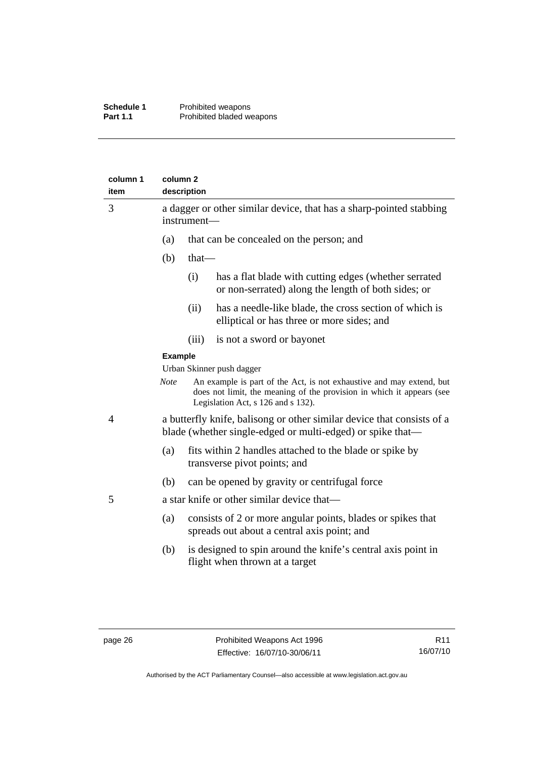| column 1 item | column 2 description |
|---|---|
| 3 | a dagger or other similar device, that has a sharp-pointed stabbing instrument—<br>(a) that can be concealed on the person; and<br>(b) that—<br>(i) has a flat blade with cutting edges (whether serrated or non-serrated) along the length of both sides; or<br>(ii) has a needle-like blade, the cross section of which is elliptical or has three or more sides; and<br>(iii) is not a sword or bayonet<br>**Example**<br>Urban Skinner push dagger<br>*Note* An example is part of the Act, is not exhaustive and may extend, but does not limit, the meaning of the provision in which it appears (see Legislation Act, s 126 and s 132). |
| 4 | a butterfly knife, balisong or other similar device that consists of a blade (whether single-edged or multi-edged) or spike that—<br>(a) fits within 2 handles attached to the blade or spike by transverse pivot points; and<br>(b) can be opened by gravity or centrifugal force |
| 5 | a star knife or other similar device that—<br>(a) consists of 2 or more angular points, blades or spikes that spreads out about a central axis point; and<br>(b) is designed to spin around the knife's central axis point in flight when thrown at a target |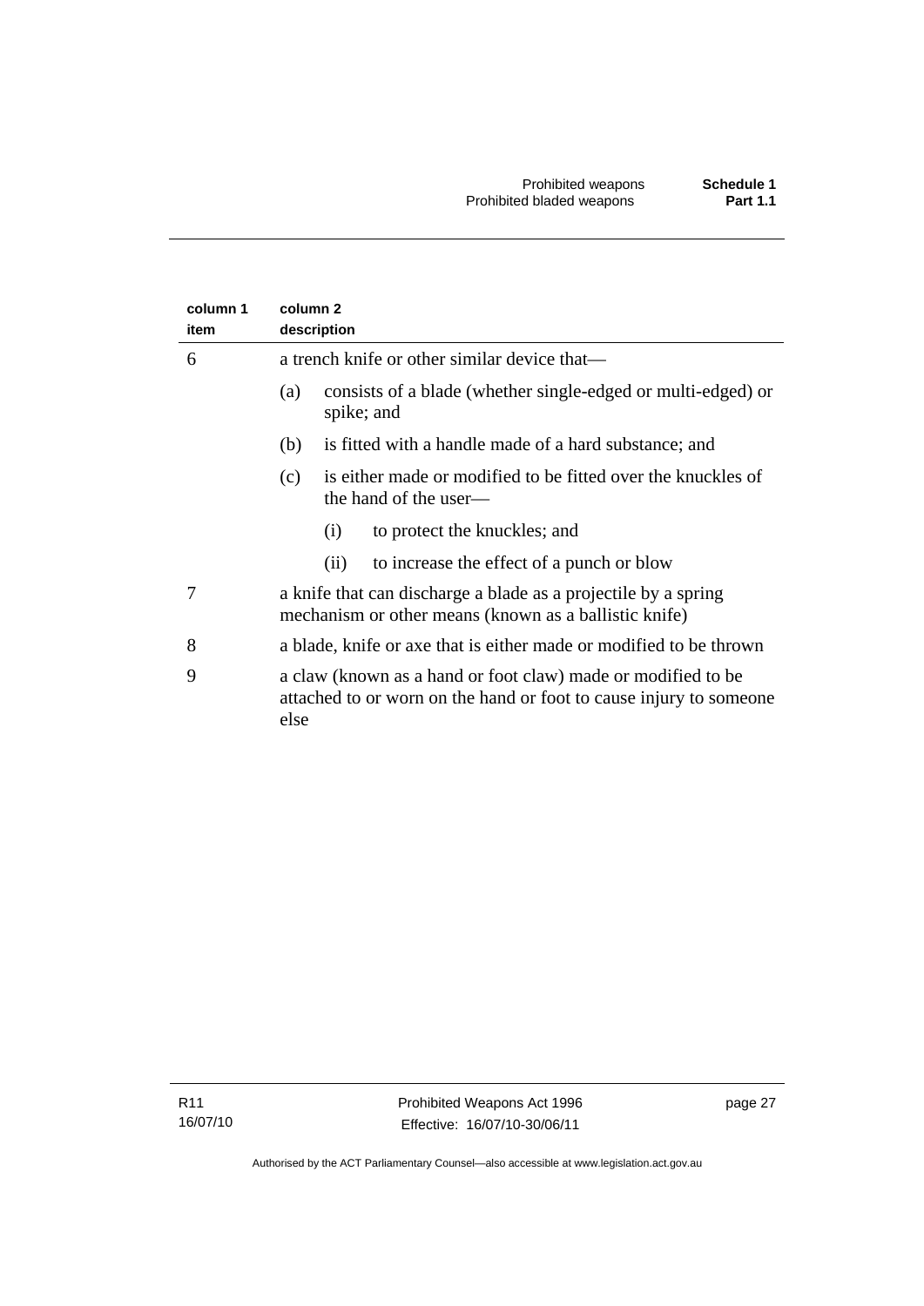| column 1 item | column 2 description |
|---|---|
| 6 | a trench knife or other similar device that—<br>(a) consists of a blade (whether single-edged or multi-edged) or spike; and<br>(b) is fitted with a handle made of a hard substance; and<br>(c) is either made or modified to be fitted over the knuckles of the hand of the user—<br>(i) to protect the knuckles; and<br>(ii) to increase the effect of a punch or blow |
| 7 | a knife that can discharge a blade as a projectile by a spring mechanism or other means (known as a ballistic knife) |
| 8 | a blade, knife or axe that is either made or modified to be thrown |
| 9 | a claw (known as a hand or foot claw) made or modified to be attached to or worn on the hand or foot to cause injury to someone else |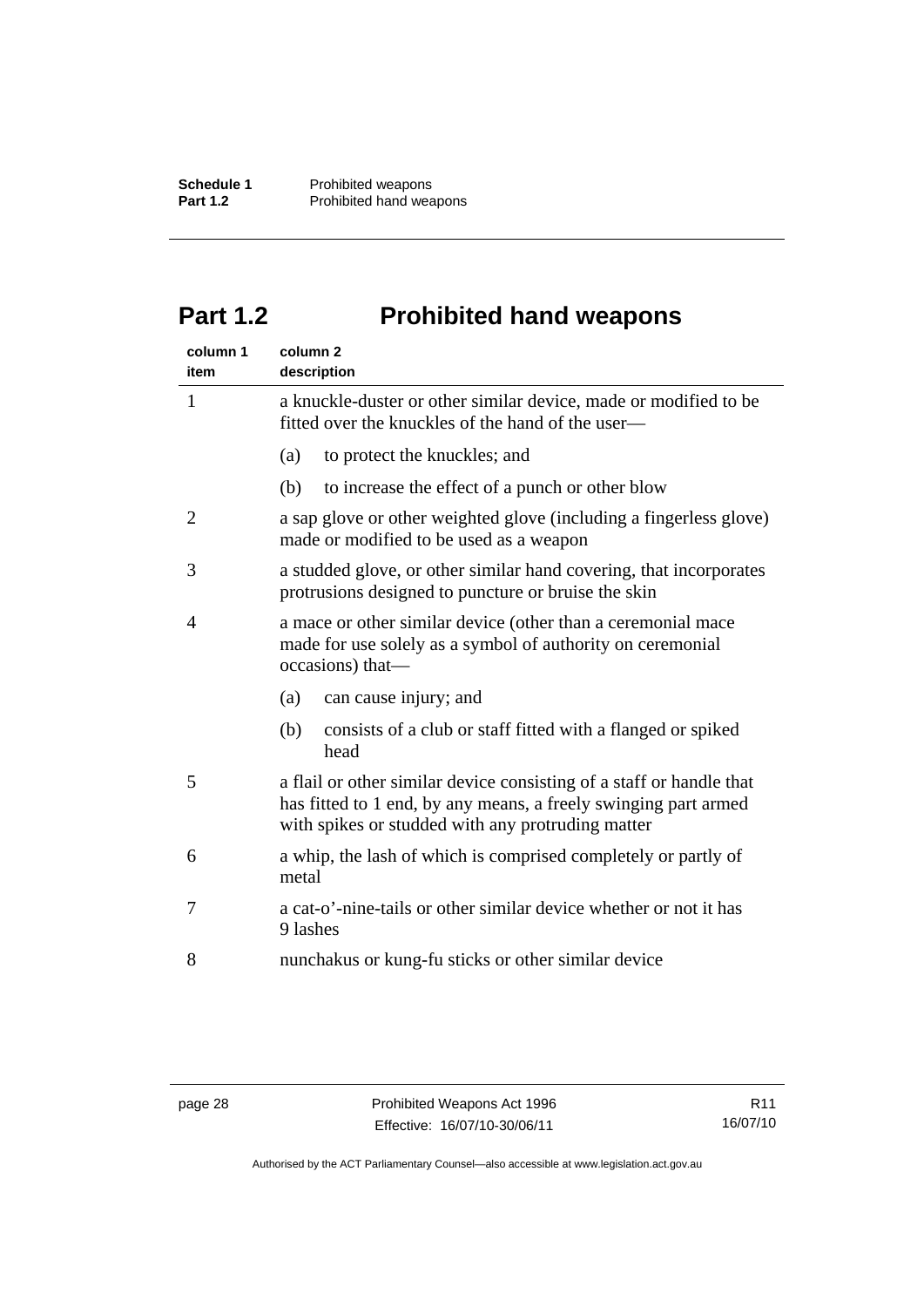# Part 1.2 Prohibited hand weapons

| column 1 item | column 2 description |
|---|---|
| 1 | a knuckle-duster or other similar device, made or modified to be fitted over the knuckles of the hand of the user—<br>(a) to protect the knuckles; and<br>(b) to increase the effect of a punch or other blow |
| 2 | a sap glove or other weighted glove (including a fingerless glove) made or modified to be used as a weapon |
| 3 | a studded glove, or other similar hand covering, that incorporates protrusions designed to puncture or bruise the skin |
| 4 | a mace or other similar device (other than a ceremonial mace made for use solely as a symbol of authority on ceremonial occasions) that—<br>(a) can cause injury; and<br>(b) consists of a club or staff fitted with a flanged or spiked head |
| 5 | a flail or other similar device consisting of a staff or handle that has fitted to 1 end, by any means, a freely swinging part armed with spikes or studded with any protruding matter |
| 6 | a whip, the lash of which is comprised completely or partly of metal |
| 7 | a cat-o'-nine-tails or other similar device whether or not it has 9 lashes |
| 8 | nunchakus or kung-fu sticks or other similar device |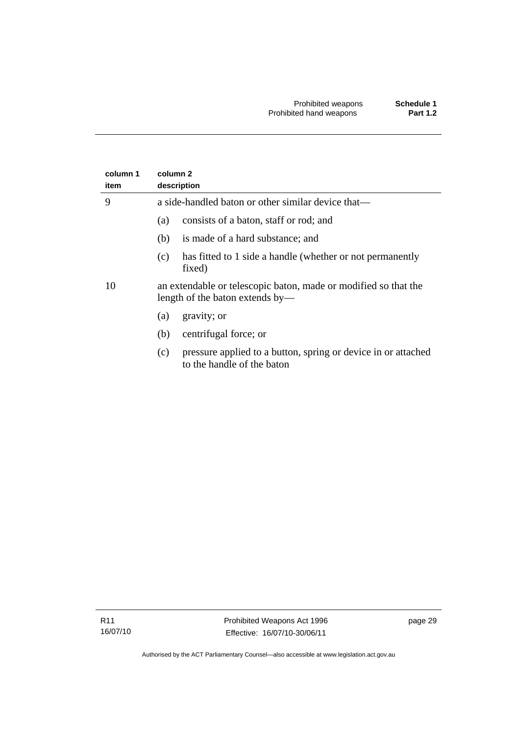| column 1 item | column 2 description |
|---|---|
| 9 | a side-handled baton or other similar device that—<br>(a) consists of a baton, staff or rod; and<br>(b) is made of a hard substance; and<br>(c) has fitted to 1 side a handle (whether or not permanently fixed) |
| 10 | an extendable or telescopic baton, made or modified so that the length of the baton extends by—<br>(a) gravity; or<br>(b) centrifugal force; or<br>(c) pressure applied to a button, spring or device in or attached to the handle of the baton |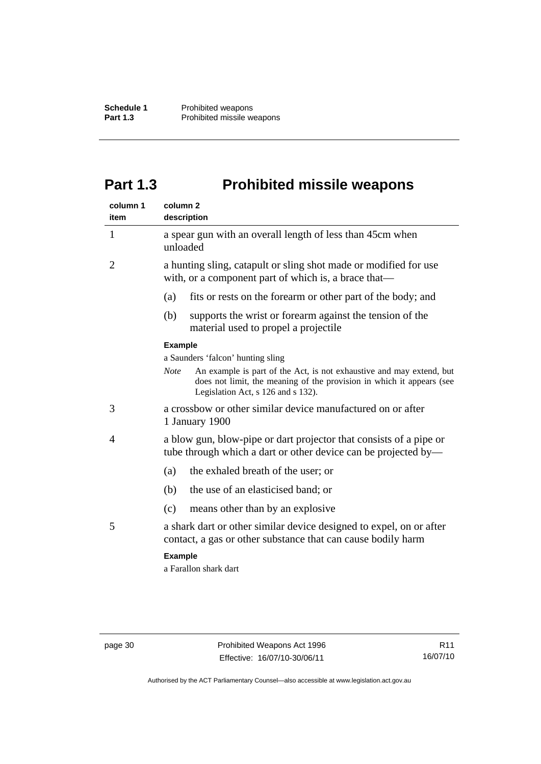# Part 1.3 Prohibited missile weapons

| column 1 item | column 2 description |
|---|---|
| 1 | a spear gun with an overall length of less than 45cm when unloaded |
| 2 | a hunting sling, catapult or sling shot made or modified for use with, or a component part of which is, a brace that—<br>(a) fits or rests on the forearm or other part of the body; and<br>(b) supports the wrist or forearm against the tension of the material used to propel a projectile<br>**Example**<br>a Saunders 'falcon' hunting sling<br>*Note* An example is part of the Act, is not exhaustive and may extend, but does not limit, the meaning of the provision in which it appears (see Legislation Act, s 126 and s 132). |
| 3 | a crossbow or other similar device manufactured on or after 1 January 1900 |
| 4 | a blow gun, blow-pipe or dart projector that consists of a pipe or tube through which a dart or other device can be projected by—<br>(a) the exhaled breath of the user; or<br>(b) the use of an elasticised band; or<br>(c) means other than by an explosive |
| 5 | a shark dart or other similar device designed to expel, on or after contact, a gas or other substance that can cause bodily harm<br>**Example**<br>a Farallon shark dart |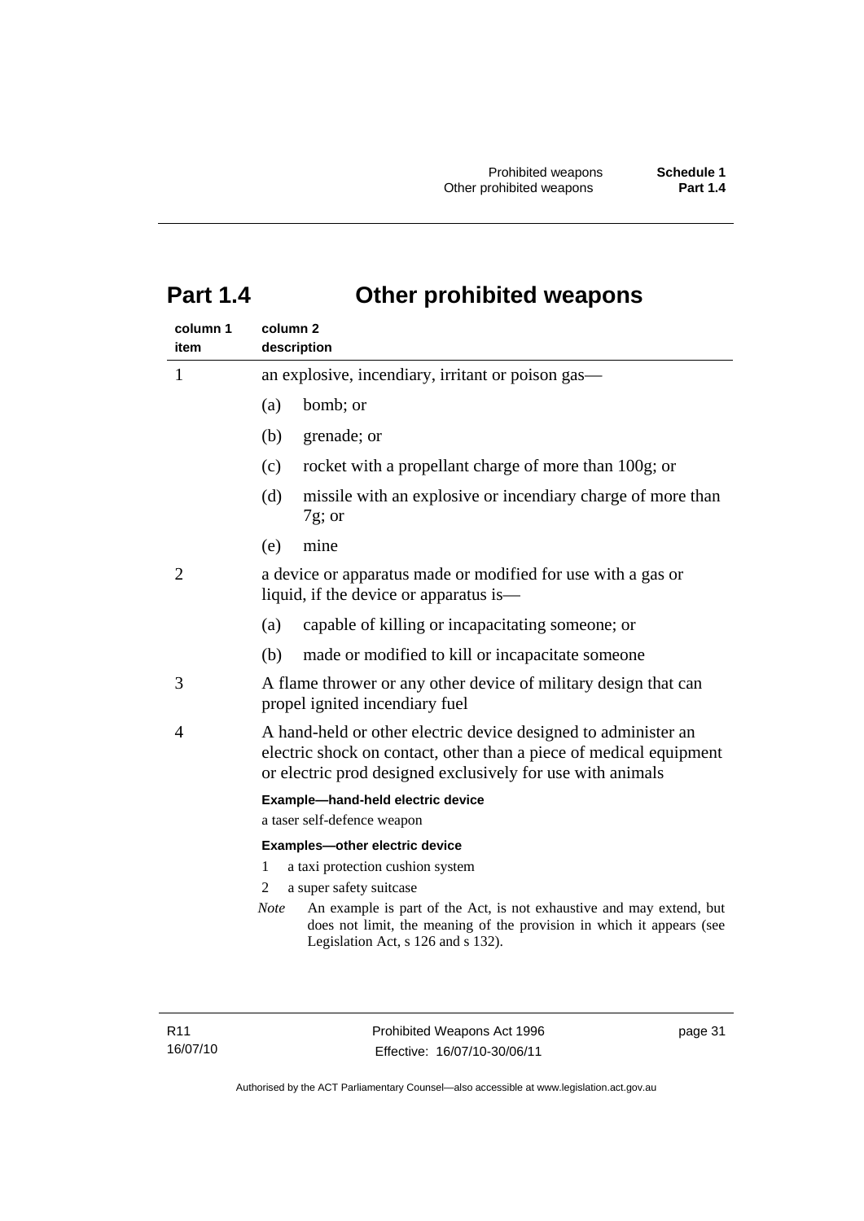# Part 1.4 Other prohibited weapons

| column 1 item | column 2 description |
|---|---|
| 1 | an explosive, incendiary, irritant or poison gas—<br>(a) bomb; or<br>(b) grenade; or<br>(c) rocket with a propellant charge of more than 100g; or<br>(d) missile with an explosive or incendiary charge of more than 7g; or<br>(e) mine |
| 2 | a device or apparatus made or modified for use with a gas or liquid, if the device or apparatus is—<br>(a) capable of killing or incapacitating someone; or<br>(b) made or modified to kill or incapacitate someone |
| 3 | A flame thrower or any other device of military design that can propel ignited incendiary fuel |
| 4 | A hand-held or other electric device designed to administer an electric shock on contact, other than a piece of medical equipment or electric prod designed exclusively for use with animals<br>**Example—hand-held electric device**<br>a taser self-defence weapon<br>**Examples—other electric device**<br>1 a taxi protection cushion system<br>2 a super safety suitcase<br>*Note* An example is part of the Act, is not exhaustive and may extend, but does not limit, the meaning of the provision in which it appears (see Legislation Act, s 126 and s 132). |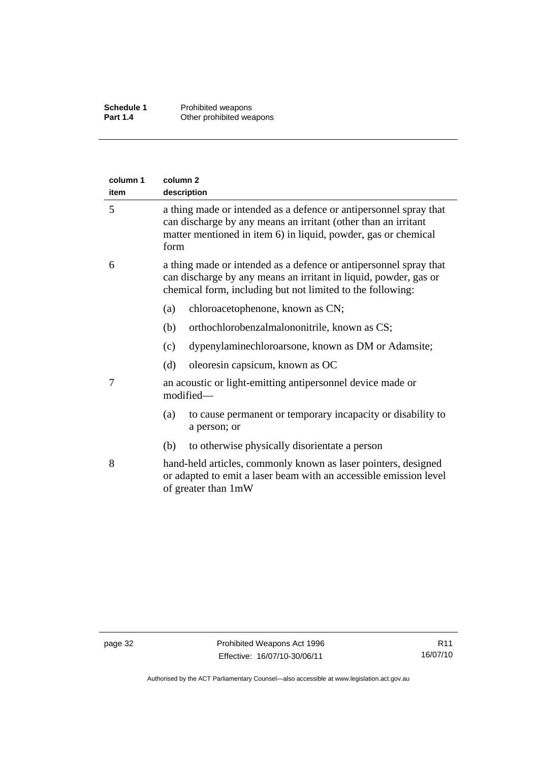| column 1 item | column 2 description |
|---|---|
| 5 | a thing made or intended as a defence or antipersonnel spray that can discharge by any means an irritant (other than an irritant matter mentioned in item 6) in liquid, powder, gas or chemical form |
| 6 | a thing made or intended as a defence or antipersonnel spray that can discharge by any means an irritant in liquid, powder, gas or chemical form, including but not limited to the following:<br>(a) chloroacetophenone, known as CN;<br>(b) orthochlorobenzalmalononitrile, known as CS;<br>(c) dypenylaminechloroarsone, known as DM or Adamsite;<br>(d) oleoresin capsicum, known as OC |
| 7 | an acoustic or light-emitting antipersonnel device made or modified—<br>(a) to cause permanent or temporary incapacity or disability to a person; or<br>(b) to otherwise physically disorientate a person |
| 8 | hand-held articles, commonly known as laser pointers, designed or adapted to emit a laser beam with an accessible emission level of greater than 1mW |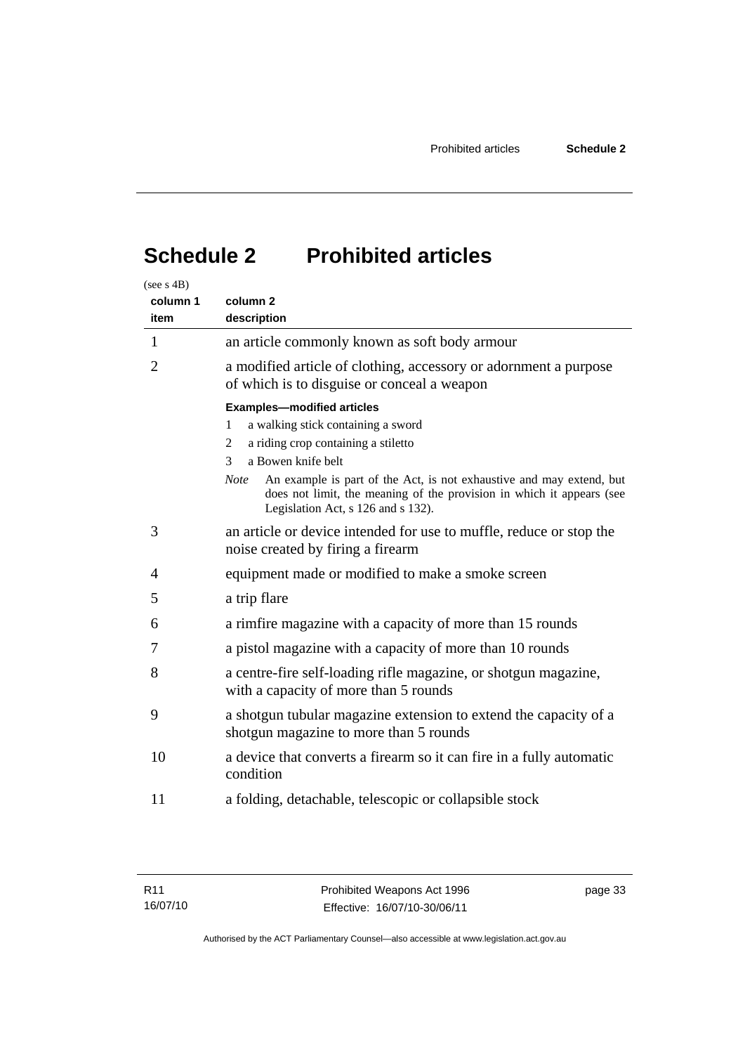# Schedule 2 Prohibited articles

(see s 4B)

| column 1 item | column 2 description |
|---|---|
| 1 | an article commonly known as soft body armour |
| 2 | a modified article of clothing, accessory or adornment a purpose of which is to disguise or conceal a weapon<br><br>**Examples—modified articles**<br>1 a walking stick containing a sword<br>2 a riding crop containing a stiletto<br>3 a Bowen knife belt<br><br>*Note* An example is part of the Act, is not exhaustive and may extend, but does not limit, the meaning of the provision in which it appears (see Legislation Act, s 126 and s 132). |
| 3 | an article or device intended for use to muffle, reduce or stop the noise created by firing a firearm |
| 4 | equipment made or modified to make a smoke screen |
| 5 | a trip flare |
| 6 | a rimfire magazine with a capacity of more than 15 rounds |
| 7 | a pistol magazine with a capacity of more than 10 rounds |
| 8 | a centre-fire self-loading rifle magazine, or shotgun magazine, with a capacity of more than 5 rounds |
| 9 | a shotgun tubular magazine extension to extend the capacity of a shotgun magazine to more than 5 rounds |
| 10 | a device that converts a firearm so it can fire in a fully automatic condition |
| 11 | a folding, detachable, telescopic or collapsible stock |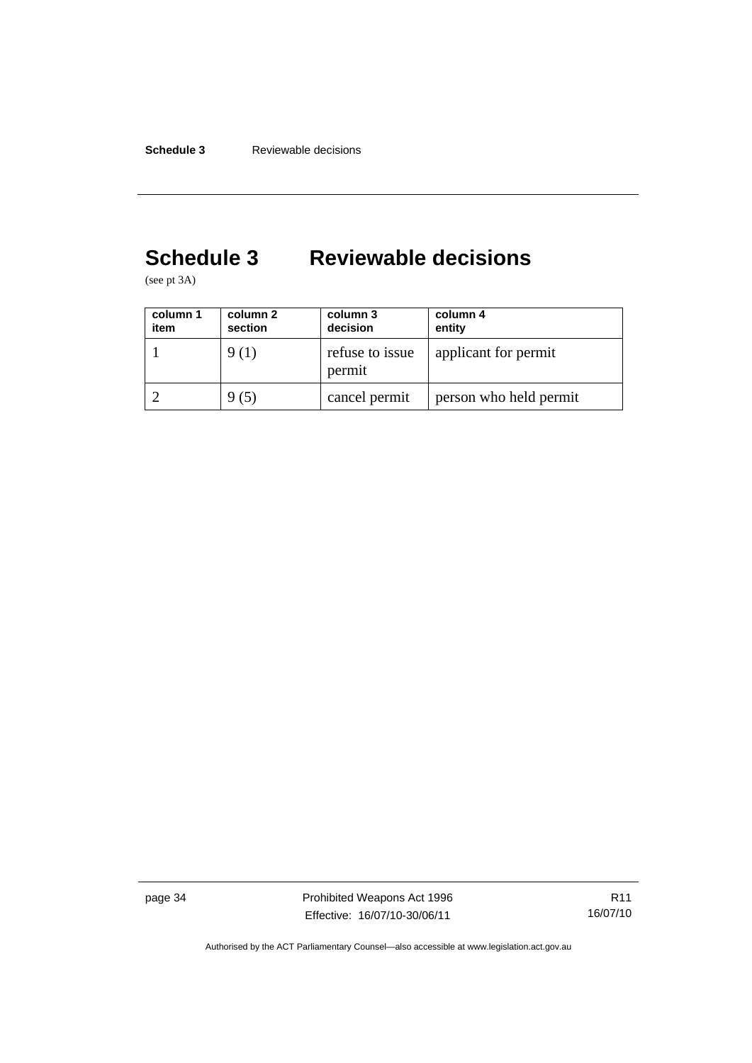# Schedule 3 Reviewable decisions

(see pt 3A)

| column 1 item | column 2 section | column 3 decision | column 4 entity |
|---|---|---|---|
| 1 | 9 (1) | refuse to issue permit | applicant for permit |
| 2 | 9 (5) | cancel permit | person who held permit |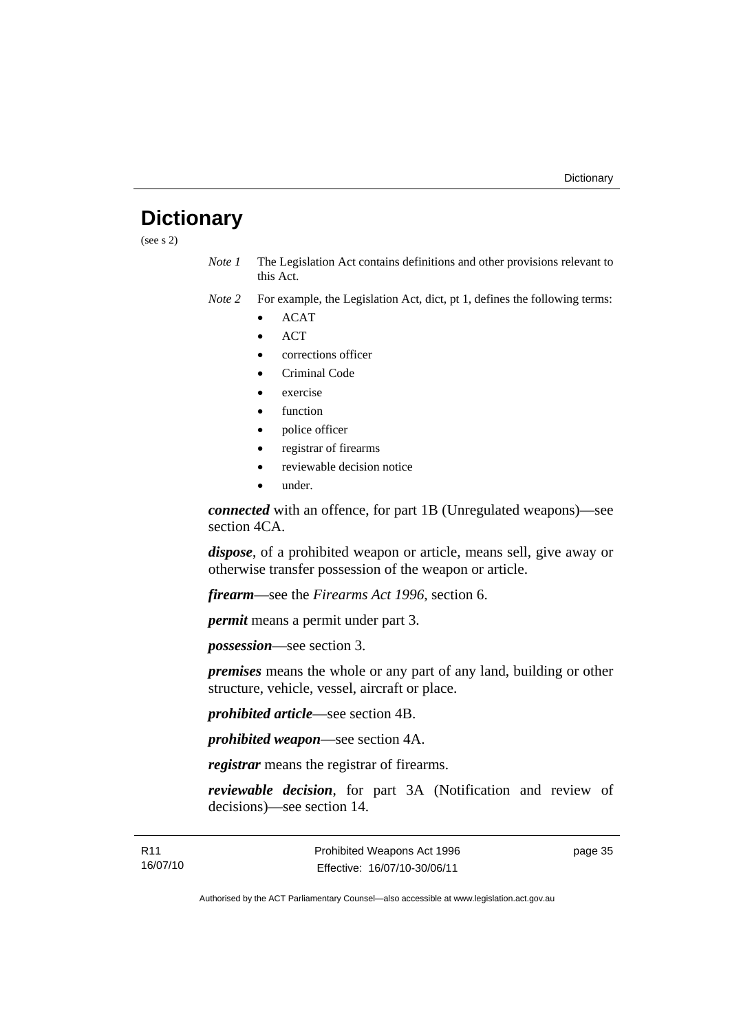# Dictionary

(see s 2)

*Note 1* The Legislation Act contains definitions and other provisions relevant to this Act.

*Note 2* For example, the Legislation Act, dict, pt 1, defines the following terms:

- ACAT
- ACT
- corrections officer
- Criminal Code
- exercise
- function
- police officer
- registrar of firearms
- reviewable decision notice
- under.

***connected*** with an offence, for part 1B (Unregulated weapons)—see section 4CA.

***dispose***, of a prohibited weapon or article, means sell, give away or otherwise transfer possession of the weapon or article.

***firearm***—see the *Firearms Act 1996*, section 6.

***permit*** means a permit under part 3.

***possession***—see section 3.

***premises*** means the whole or any part of any land, building or other structure, vehicle, vessel, aircraft or place.

***prohibited article***—see section 4B.

***prohibited weapon***—see section 4A.

***registrar*** means the registrar of firearms.

***reviewable decision***, for part 3A (Notification and review of decisions)—see section 14.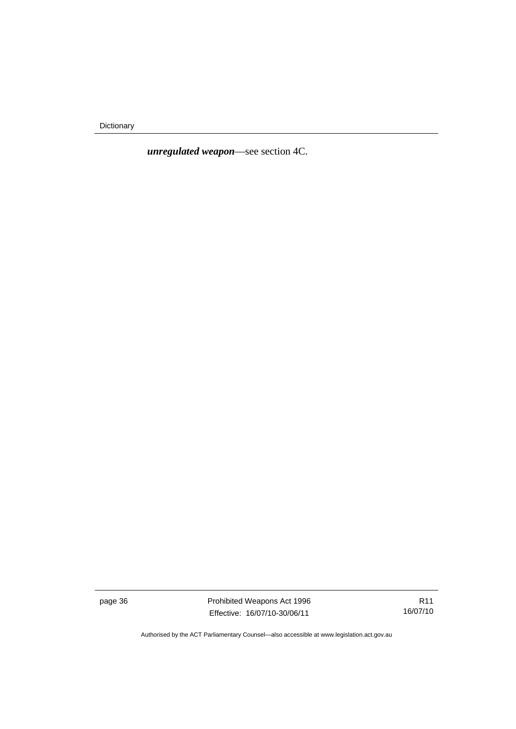***unregulated weapon***—see section 4C.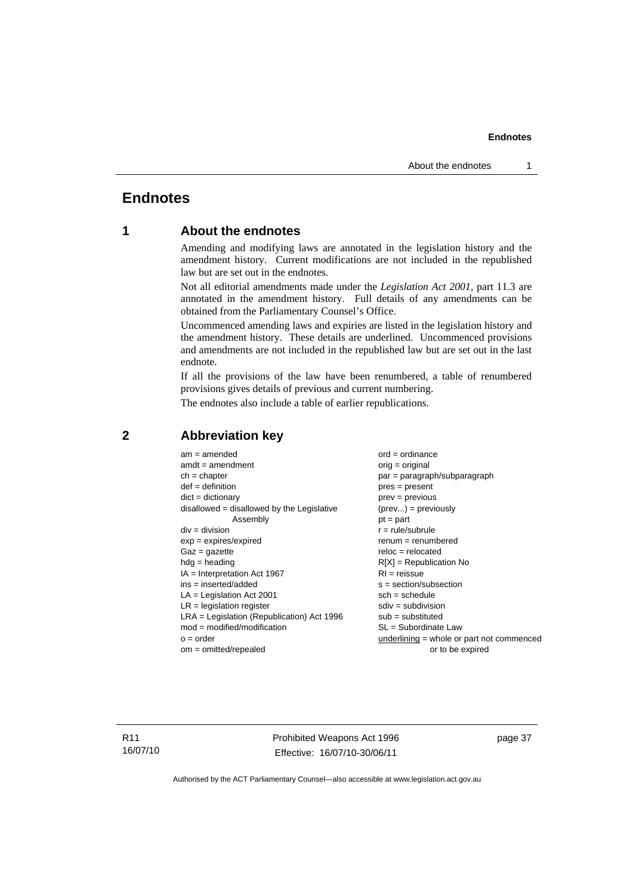# Endnotes

## 1 About the endnotes

Amending and modifying laws are annotated in the legislation history and the amendment history. Current modifications are not included in the republished law but are set out in the endnotes.

Not all editorial amendments made under the *Legislation Act 2001*, part 11.3 are annotated in the amendment history. Full details of any amendments can be obtained from the Parliamentary Counsel's Office.

Uncommenced amending laws and expiries are listed in the legislation history and the amendment history. These details are underlined. Uncommenced provisions and amendments are not included in the republished law but are set out in the last endnote.

If all the provisions of the law have been renumbered, a table of renumbered provisions gives details of previous and current numbering.

The endnotes also include a table of earlier republications.

## 2 Abbreviation key

am = amended
amdt = amendment
ch = chapter
def = definition
dict = dictionary
disallowed = disallowed by the Legislative Assembly
div = division
exp = expires/expired
Gaz = gazette
hdg = heading
IA = Interpretation Act 1967
ins = inserted/added
LA = Legislation Act 2001
LR = legislation register
LRA = Legislation (Republication) Act 1996
mod = modified/modification
o = order
om = omitted/repealed
ord = ordinance
orig = original
par = paragraph/subparagraph
pres = present
prev = previous
(prev...) = previously
pt = part
r = rule/subrule
renum = renumbered
reloc = relocated
R[X] = Republication No
RI = reissue
s = section/subsection
sch = schedule
sdiv = subdivision
sub = substituted
SL = Subordinate Law
<u>underlining</u> = whole or part not commenced or to be expired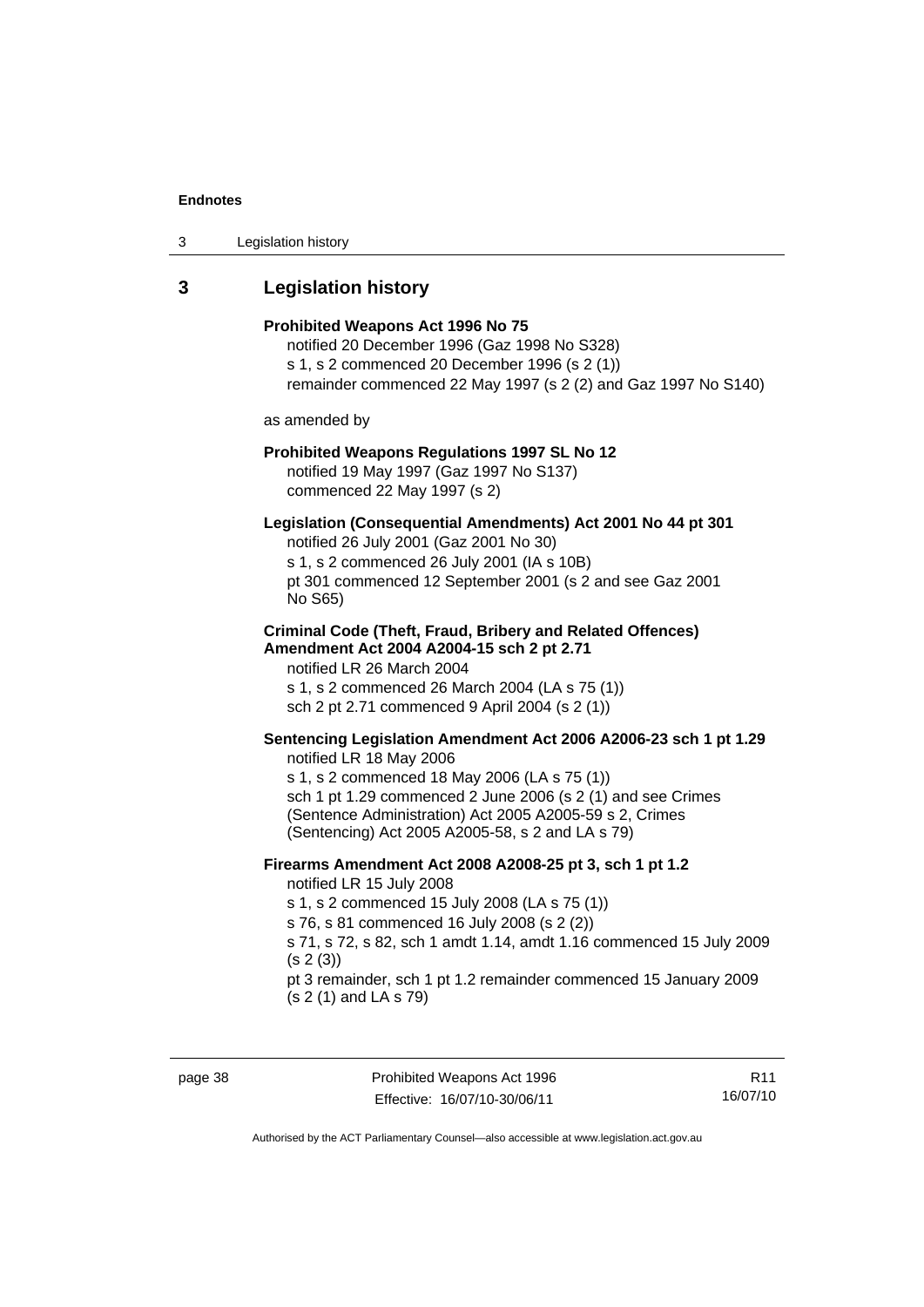## 3 Legislation history

**Prohibited Weapons Act 1996 No 75**

notified 20 December 1996 (Gaz 1998 No S328)
s 1, s 2 commenced 20 December 1996 (s 2 (1))
remainder commenced 22 May 1997 (s 2 (2) and Gaz 1997 No S140)

as amended by

**Prohibited Weapons Regulations 1997 SL No 12**

notified 19 May 1997 (Gaz 1997 No S137)
commenced 22 May 1997 (s 2)

**Legislation (Consequential Amendments) Act 2001 No 44 pt 301**

notified 26 July 2001 (Gaz 2001 No 30)
s 1, s 2 commenced 26 July 2001 (IA s 10B)
pt 301 commenced 12 September 2001 (s 2 and see Gaz 2001 No S65)

**Criminal Code (Theft, Fraud, Bribery and Related Offences) Amendment Act 2004 A2004-15 sch 2 pt 2.71**

notified LR 26 March 2004
s 1, s 2 commenced 26 March 2004 (LA s 75 (1))
sch 2 pt 2.71 commenced 9 April 2004 (s 2 (1))

**Sentencing Legislation Amendment Act 2006 A2006-23 sch 1 pt 1.29**

notified LR 18 May 2006
s 1, s 2 commenced 18 May 2006 (LA s 75 (1))
sch 1 pt 1.29 commenced 2 June 2006 (s 2 (1) and see Crimes (Sentence Administration) Act 2005 A2005-59 s 2, Crimes (Sentencing) Act 2005 A2005-58, s 2 and LA s 79)

**Firearms Amendment Act 2008 A2008-25 pt 3, sch 1 pt 1.2**

notified LR 15 July 2008
s 1, s 2 commenced 15 July 2008 (LA s 75 (1))
s 76, s 81 commenced 16 July 2008 (s 2 (2))
s 71, s 72, s 82, sch 1 amdt 1.14, amdt 1.16 commenced 15 July 2009 (s 2 (3))
pt 3 remainder, sch 1 pt 1.2 remainder commenced 15 January 2009 (s 2 (1) and LA s 79)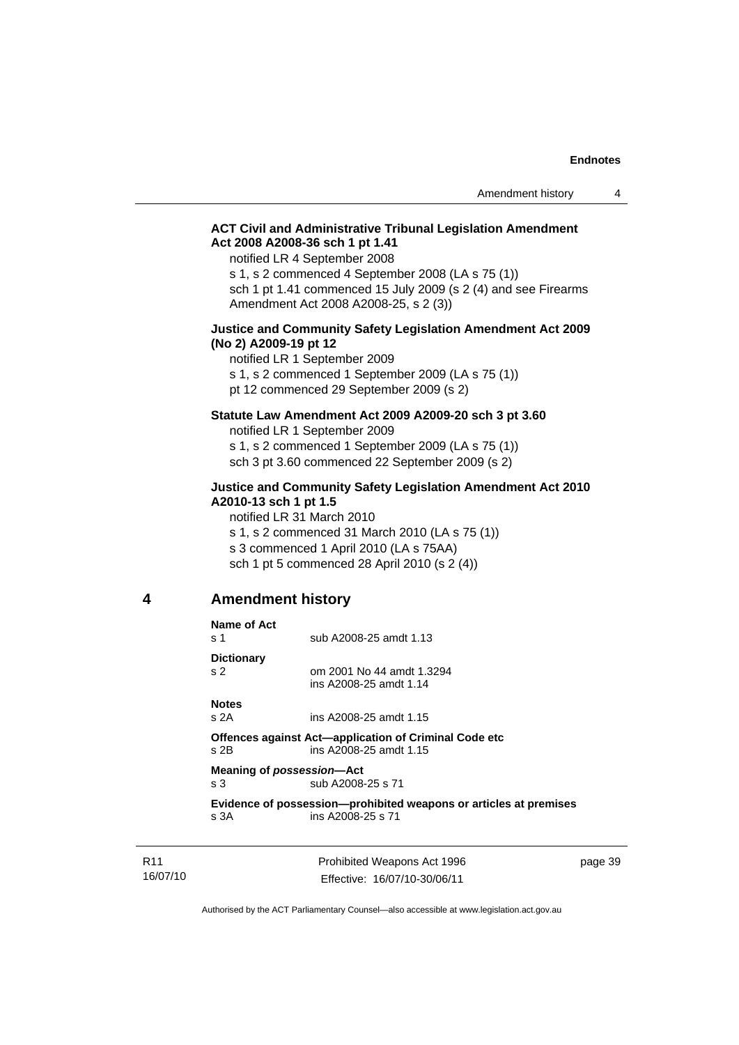**ACT Civil and Administrative Tribunal Legislation Amendment Act 2008 A2008-36 sch 1 pt 1.41**

notified LR 4 September 2008

s 1, s 2 commenced 4 September 2008 (LA s 75 (1))

sch 1 pt 1.41 commenced 15 July 2009 (s 2 (4) and see Firearms Amendment Act 2008 A2008-25, s 2 (3))

**Justice and Community Safety Legislation Amendment Act 2009 (No 2) A2009-19 pt 12**

notified LR 1 September 2009

s 1, s 2 commenced 1 September 2009 (LA s 75 (1))

pt 12 commenced 29 September 2009 (s 2)

**Statute Law Amendment Act 2009 A2009-20 sch 3 pt 3.60**

notified LR 1 September 2009

s 1, s 2 commenced 1 September 2009 (LA s 75 (1))

sch 3 pt 3.60 commenced 22 September 2009 (s 2)

**Justice and Community Safety Legislation Amendment Act 2010 A2010-13 sch 1 pt 1.5**

notified LR 31 March 2010

s 1, s 2 commenced 31 March 2010 (LA s 75 (1))

s 3 commenced 1 April 2010 (LA s 75AA)

sch 1 pt 5 commenced 28 April 2010 (s 2 (4))

## 4 Amendment history

**Name of Act**

s 1 sub A2008-25 amdt 1.13

**Dictionary**

s 2 om 2001 No 44 amdt 1.3294
ins A2008-25 amdt 1.14

**Notes**

s 2A ins A2008-25 amdt 1.15

**Offences against Act—application of Criminal Code etc**

s 2B ins A2008-25 amdt 1.15

**Meaning of *possession*—Act**

s 3 sub A2008-25 s 71

**Evidence of possession—prohibited weapons or articles at premises**

s 3A ins A2008-25 s 71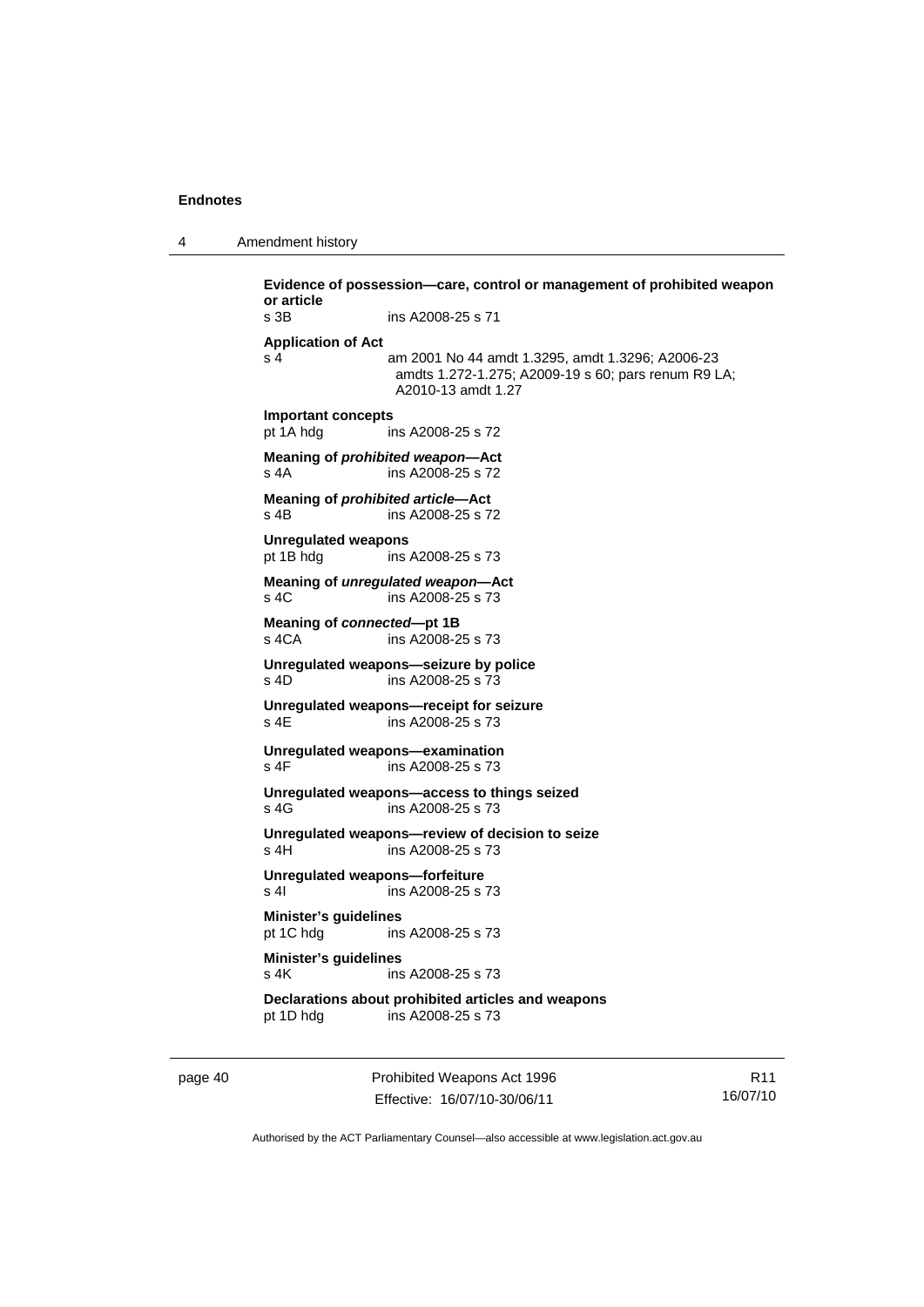**Evidence of possession—care, control or management of prohibited weapon or article**
s 3B ins A2008-25 s 71

**Application of Act**
s 4 am 2001 No 44 amdt 1.3295, amdt 1.3296; A2006-23 amdts 1.272-1.275; A2009-19 s 60; pars renum R9 LA; A2010-13 amdt 1.27

**Important concepts**
pt 1A hdg ins A2008-25 s 72

**Meaning of *prohibited weapon*—Act**
s 4A ins A2008-25 s 72

**Meaning of *prohibited article*—Act**
s 4B ins A2008-25 s 72

**Unregulated weapons**
pt 1B hdg ins A2008-25 s 73

**Meaning of *unregulated weapon*—Act**
s 4C ins A2008-25 s 73

**Meaning of *connected*—pt 1B**
s 4CA ins A2008-25 s 73

**Unregulated weapons—seizure by police**
s 4D ins A2008-25 s 73

**Unregulated weapons—receipt for seizure**
s 4E ins A2008-25 s 73

**Unregulated weapons—examination**
s 4F ins A2008-25 s 73

**Unregulated weapons—access to things seized**
s 4G ins A2008-25 s 73

**Unregulated weapons—review of decision to seize**
s 4H ins A2008-25 s 73

**Unregulated weapons—forfeiture**
s 4I ins A2008-25 s 73

**Minister's guidelines**
pt 1C hdg ins A2008-25 s 73

**Minister's guidelines**
s 4K ins A2008-25 s 73

**Declarations about prohibited articles and weapons**
pt 1D hdg ins A2008-25 s 73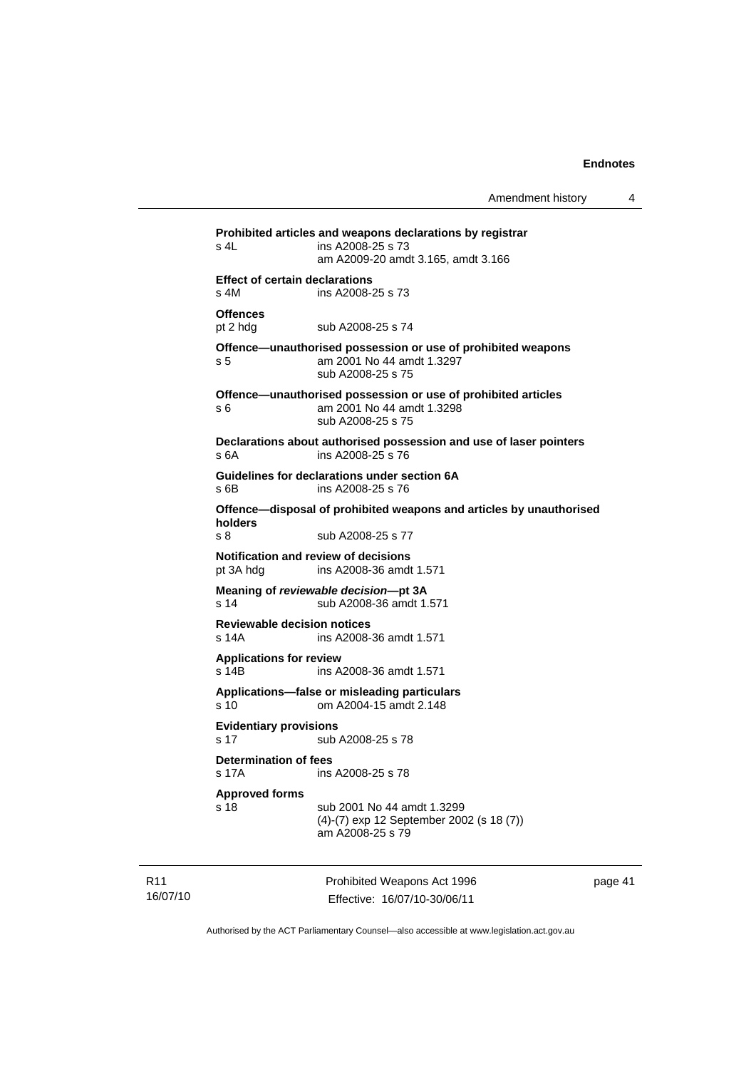**Prohibited articles and weapons declarations by registrar**
s 4L ins A2008-25 s 73
am A2009-20 amdt 3.165, amdt 3.166

**Effect of certain declarations**
s 4M ins A2008-25 s 73

**Offences**
pt 2 hdg sub A2008-25 s 74

**Offence—unauthorised possession or use of prohibited weapons**
s 5 am 2001 No 44 amdt 1.3297
sub A2008-25 s 75

**Offence—unauthorised possession or use of prohibited articles**
s 6 am 2001 No 44 amdt 1.3298
sub A2008-25 s 75

**Declarations about authorised possession and use of laser pointers**
s 6A ins A2008-25 s 76

**Guidelines for declarations under section 6A**
s 6B ins A2008-25 s 76

**Offence—disposal of prohibited weapons and articles by unauthorised holders**
s 8 sub A2008-25 s 77

**Notification and review of decisions**
pt 3A hdg ins A2008-36 amdt 1.571

**Meaning of *reviewable decision*—pt 3A**
s 14 sub A2008-36 amdt 1.571

**Reviewable decision notices**
s 14A ins A2008-36 amdt 1.571

**Applications for review**
s 14B ins A2008-36 amdt 1.571

**Applications—false or misleading particulars**
s 10 om A2004-15 amdt 2.148

**Evidentiary provisions**
s 17 sub A2008-25 s 78

**Determination of fees**
s 17A ins A2008-25 s 78

**Approved forms**
s 18 sub 2001 No 44 amdt 1.3299
(4)-(7) exp 12 September 2002 (s 18 (7))
am A2008-25 s 79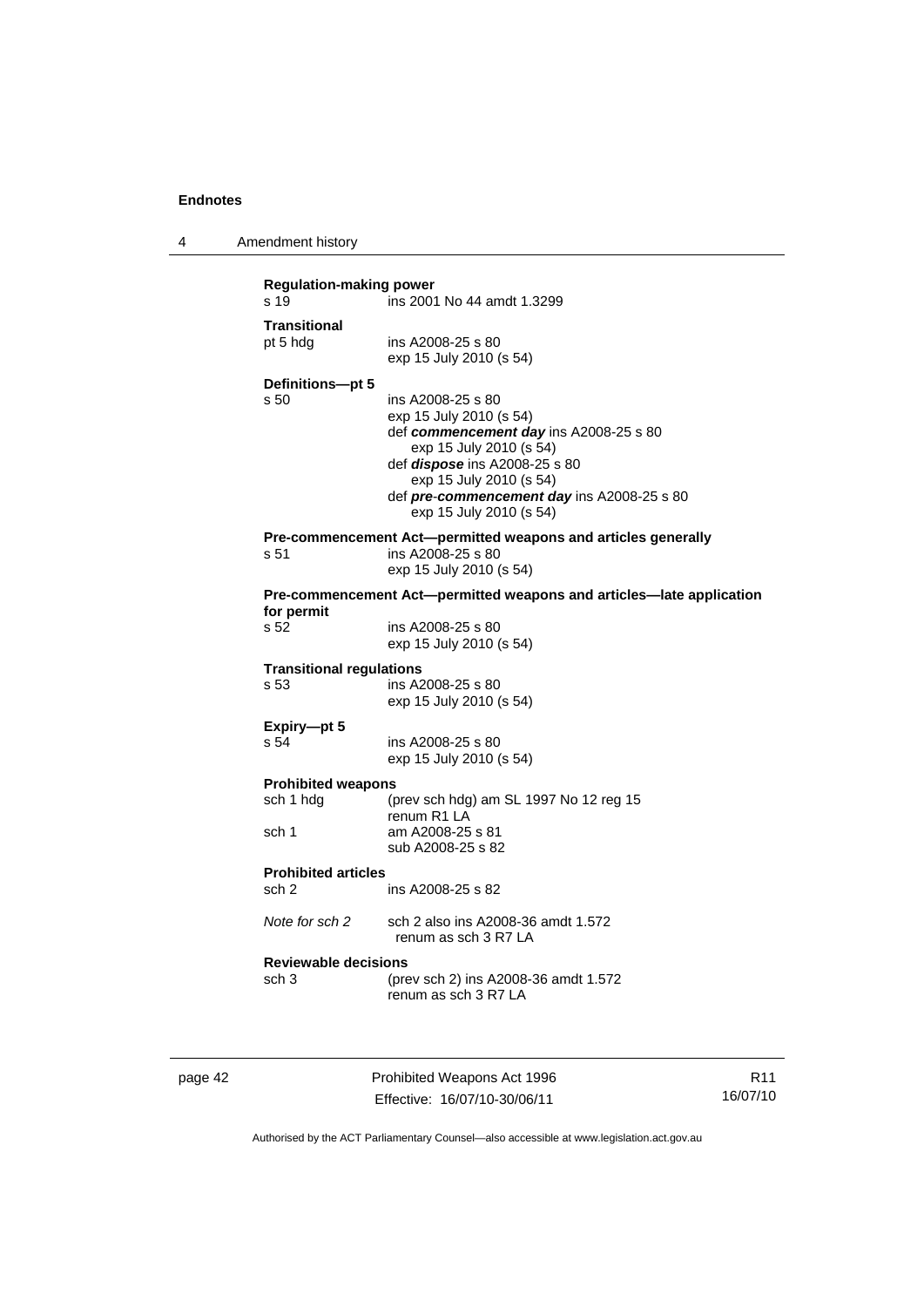**Regulation-making power**
s 19 ins 2001 No 44 amdt 1.3299

**Transitional**
pt 5 hdg ins A2008-25 s 80
exp 15 July 2010 (s 54)

**Definitions—pt 5**
s 50 ins A2008-25 s 80
exp 15 July 2010 (s 54)
def ***commencement day*** ins A2008-25 s 80
exp 15 July 2010 (s 54)
def ***dispose*** ins A2008-25 s 80
exp 15 July 2010 (s 54)
def ***pre-commencement day*** ins A2008-25 s 80
exp 15 July 2010 (s 54)

**Pre-commencement Act—permitted weapons and articles generally**
s 51 ins A2008-25 s 80
exp 15 July 2010 (s 54)

**Pre-commencement Act—permitted weapons and articles—late application for permit**
s 52 ins A2008-25 s 80
exp 15 July 2010 (s 54)

**Transitional regulations**
s 53 ins A2008-25 s 80
exp 15 July 2010 (s 54)

**Expiry—pt 5**
s 54 ins A2008-25 s 80
exp 15 July 2010 (s 54)

**Prohibited weapons**
sch 1 hdg (prev sch hdg) am SL 1997 No 12 reg 15
renum R1 LA
sch 1 am A2008-25 s 81
sub A2008-25 s 82

**Prohibited articles**
sch 2 ins A2008-25 s 82

*Note for sch 2* sch 2 also ins A2008-36 amdt 1.572
renum as sch 3 R7 LA

**Reviewable decisions**
sch 3 (prev sch 2) ins A2008-36 amdt 1.572
renum as sch 3 R7 LA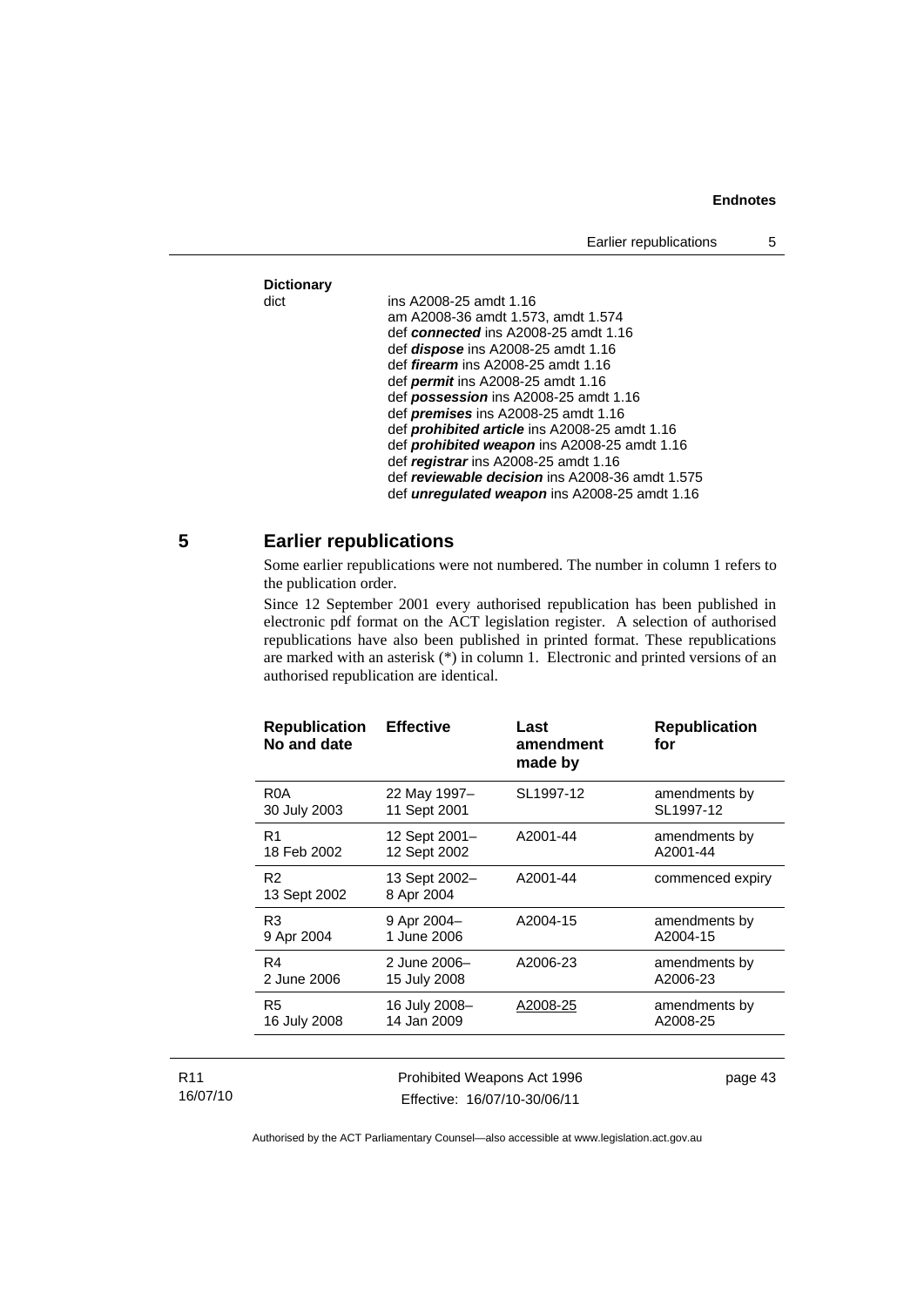**Dictionary**

dict — ins A2008-25 amdt 1.16
am A2008-36 amdt 1.573, amdt 1.574
def ***connected*** ins A2008-25 amdt 1.16
def ***dispose*** ins A2008-25 amdt 1.16
def ***firearm*** ins A2008-25 amdt 1.16
def ***permit*** ins A2008-25 amdt 1.16
def ***possession*** ins A2008-25 amdt 1.16
def ***premises*** ins A2008-25 amdt 1.16
def ***prohibited article*** ins A2008-25 amdt 1.16
def ***prohibited weapon*** ins A2008-25 amdt 1.16
def ***registrar*** ins A2008-25 amdt 1.16
def ***reviewable decision*** ins A2008-36 amdt 1.575
def ***unregulated weapon*** ins A2008-25 amdt 1.16

## 5 Earlier republications

Some earlier republications were not numbered. The number in column 1 refers to the publication order.

Since 12 September 2001 every authorised republication has been published in electronic pdf format on the ACT legislation register. A selection of authorised republications have also been published in printed format. These republications are marked with an asterisk (*) in column 1. Electronic and printed versions of an authorised republication are identical.

| Republication No and date | Effective | Last amendment made by | Republication for |
|---|---|---|---|
| R0A 30 July 2003 | 22 May 1997– 11 Sept 2001 | SL1997-12 | amendments by SL1997-12 |
| R1 18 Feb 2002 | 12 Sept 2001– 12 Sept 2002 | A2001-44 | amendments by A2001-44 |
| R2 13 Sept 2002 | 13 Sept 2002– 8 Apr 2004 | A2001-44 | commenced expiry |
| R3 9 Apr 2004 | 9 Apr 2004– 1 June 2006 | A2004-15 | amendments by A2004-15 |
| R4 2 June 2006 | 2 June 2006– 15 July 2008 | A2006-23 | amendments by A2006-23 |
| R5 16 July 2008 | 16 July 2008– 14 Jan 2009 | A2008-25 | amendments by A2008-25 |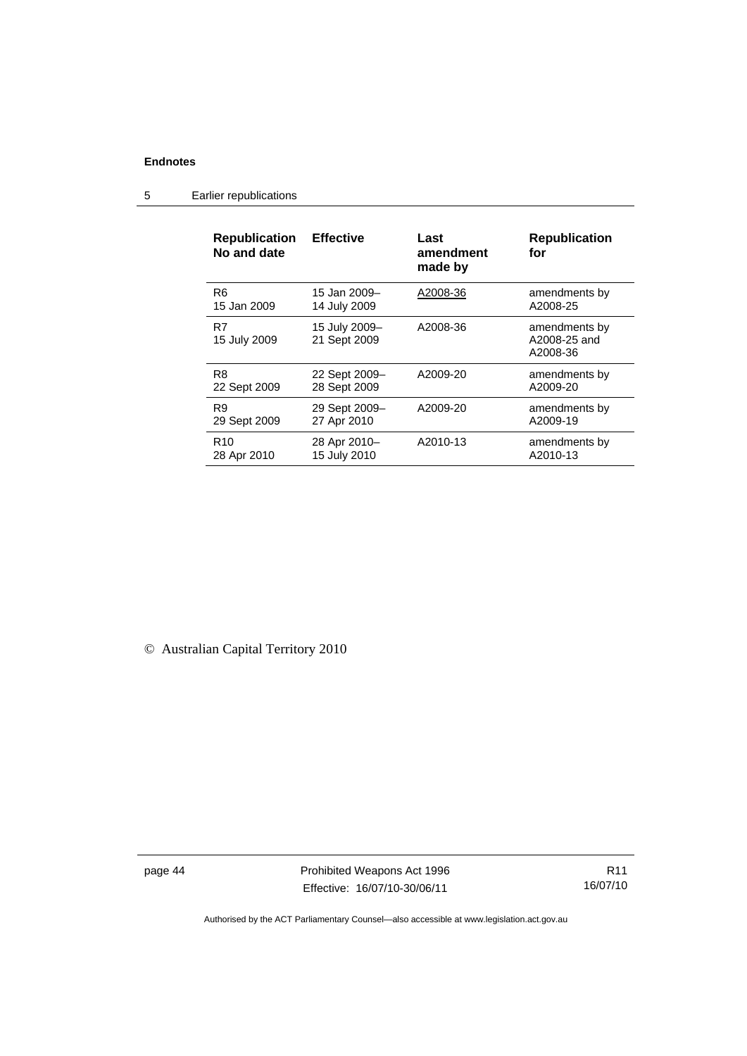**Endnotes**

5 Earlier republications

| Republication No and date | Effective | Last amendment made by | Republication for |
|---|---|---|---|
| R6<br>15 Jan 2009 | 15 Jan 2009–<br>14 July 2009 | A2008-36 | amendments by A2008-25 |
| R7<br>15 July 2009 | 15 July 2009–<br>21 Sept 2009 | A2008-36 | amendments by A2008-25 and A2008-36 |
| R8<br>22 Sept 2009 | 22 Sept 2009–<br>28 Sept 2009 | A2009-20 | amendments by A2009-20 |
| R9<br>29 Sept 2009 | 29 Sept 2009–<br>27 Apr 2010 | A2009-20 | amendments by A2009-19 |
| R10<br>28 Apr 2010 | 28 Apr 2010–<br>15 July 2010 | A2010-13 | amendments by A2010-13 |

© Australian Capital Territory 2010